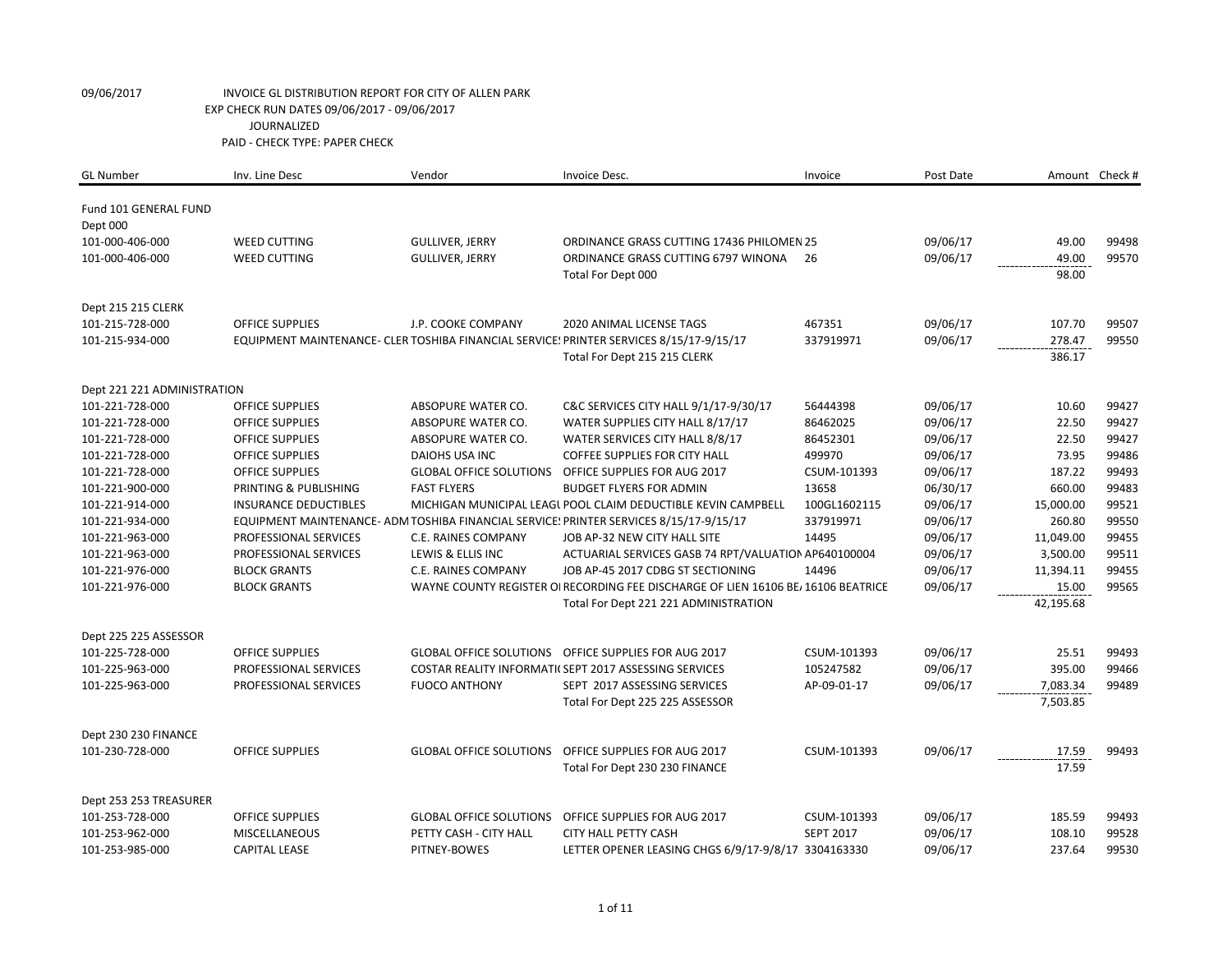09/06/2017 INVOICE GL DISTRIBUTION REPORT FOR CITY OF ALLEN PARK

EXP CHECK RUN DATES 09/06/2017 - 09/06/2017

JOURNALIZED

PAID - CHECK TYPE: PAPER CHECK

| GL Number | Inv. Line Desc | Vendor | Invoice Desc. | Invoice | Post Date | Amount | Check # |
|---|---|---|---|---|---|---|---|
| Fund 101 GENERAL FUND | | | | | | | |
| Dept 000 | | | | | | | |
| 101-000-406-000 | WEED CUTTING | GULLIVER, JERRY | ORDINANCE GRASS CUTTING 17436 PHILOMEN | 25 | 09/06/17 | 49.00 | 99498 |
| 101-000-406-000 | WEED CUTTING | GULLIVER, JERRY | ORDINANCE GRASS CUTTING 6797 WINONA | 26 | 09/06/17 | 49.00 | 99570 |
| | | | Total For Dept 000 | | | 98.00 | |
| Dept 215 215 CLERK | | | | | | | |
| 101-215-728-000 | OFFICE SUPPLIES | J.P. COOKE COMPANY | 2020 ANIMAL LICENSE TAGS | 467351 | 09/06/17 | 107.70 | 99507 |
| 101-215-934-000 | EQUIPMENT MAINTENANCE- CLER | TOSHIBA FINANCIAL SERVICE | PRINTER SERVICES 8/15/17-9/15/17 | 337919971 | 09/06/17 | 278.47 | 99550 |
| | | | Total For Dept 215 215 CLERK | | | 386.17 | |
| Dept 221 221 ADMINISTRATION | | | | | | | |
| 101-221-728-000 | OFFICE SUPPLIES | ABSOPURE WATER CO. | C&C SERVICES CITY HALL 9/1/17-9/30/17 | 56444398 | 09/06/17 | 10.60 | 99427 |
| 101-221-728-000 | OFFICE SUPPLIES | ABSOPURE WATER CO. | WATER SUPPLIES CITY HALL 8/17/17 | 86462025 | 09/06/17 | 22.50 | 99427 |
| 101-221-728-000 | OFFICE SUPPLIES | ABSOPURE WATER CO. | WATER SERVICES CITY HALL 8/8/17 | 86452301 | 09/06/17 | 22.50 | 99427 |
| 101-221-728-000 | OFFICE SUPPLIES | DAIOHS USA INC | COFFEE SUPPLIES FOR CITY HALL | 499970 | 09/06/17 | 73.95 | 99486 |
| 101-221-728-000 | OFFICE SUPPLIES | GLOBAL OFFICE SOLUTIONS | OFFICE SUPPLIES FOR AUG 2017 | CSUM-101393 | 09/06/17 | 187.22 | 99493 |
| 101-221-900-000 | PRINTING & PUBLISHING | FAST FLYERS | BUDGET FLYERS FOR ADMIN | 13658 | 06/30/17 | 660.00 | 99483 |
| 101-221-914-000 | INSURANCE DEDUCTIBLES | MICHIGAN MUNICIPAL LEAGU | POOL CLAIM DEDUCTIBLE KEVIN CAMPBELL | 100GL1602115 | 09/06/17 | 15,000.00 | 99521 |
| 101-221-934-000 | EQUIPMENT MAINTENANCE- ADM | TOSHIBA FINANCIAL SERVICE | PRINTER SERVICES 8/15/17-9/15/17 | 337919971 | 09/06/17 | 260.80 | 99550 |
| 101-221-963-000 | PROFESSIONAL SERVICES | C.E. RAINES COMPANY | JOB AP-32 NEW CITY HALL SITE | 14495 | 09/06/17 | 11,049.00 | 99455 |
| 101-221-963-000 | PROFESSIONAL SERVICES | LEWIS & ELLIS INC | ACTUARIAL SERVICES GASB 74 RPT/VALUATION | AP640100004 | 09/06/17 | 3,500.00 | 99511 |
| 101-221-976-000 | BLOCK GRANTS | C.E. RAINES COMPANY | JOB AP-45 2017 CDBG ST SECTIONING | 14496 | 09/06/17 | 11,394.11 | 99455 |
| 101-221-976-000 | BLOCK GRANTS | WAYNE COUNTY REGISTER OI | RECORDING FEE DISCHARGE OF LIEN 16106 BE | 16106 BEATRICE | 09/06/17 | 15.00 | 99565 |
| | | | Total For Dept 221 221 ADMINISTRATION | | | 42,195.68 | |
| Dept 225 225 ASSESSOR | | | | | | | |
| 101-225-728-000 | OFFICE SUPPLIES | GLOBAL OFFICE SOLUTIONS | OFFICE SUPPLIES FOR AUG 2017 | CSUM-101393 | 09/06/17 | 25.51 | 99493 |
| 101-225-963-000 | PROFESSIONAL SERVICES | COSTAR REALITY INFORMATI | SEPT 2017 ASSESSING SERVICES | 105247582 | 09/06/17 | 395.00 | 99466 |
| 101-225-963-000 | PROFESSIONAL SERVICES | FUOCO ANTHONY | SEPT 2017 ASSESSING SERVICES | AP-09-01-17 | 09/06/17 | 7,083.34 | 99489 |
| | | | Total For Dept 225 225 ASSESSOR | | | 7,503.85 | |
| Dept 230 230 FINANCE | | | | | | | |
| 101-230-728-000 | OFFICE SUPPLIES | GLOBAL OFFICE SOLUTIONS | OFFICE SUPPLIES FOR AUG 2017 | CSUM-101393 | 09/06/17 | 17.59 | 99493 |
| | | | Total For Dept 230 230 FINANCE | | | 17.59 | |
| Dept 253 253 TREASURER | | | | | | | |
| 101-253-728-000 | OFFICE SUPPLIES | GLOBAL OFFICE SOLUTIONS | OFFICE SUPPLIES FOR AUG 2017 | CSUM-101393 | 09/06/17 | 185.59 | 99493 |
| 101-253-962-000 | MISCELLANEOUS | PETTY CASH - CITY HALL | CITY HALL PETTY CASH | SEPT 2017 | 09/06/17 | 108.10 | 99528 |
| 101-253-985-000 | CAPITAL LEASE | PITNEY-BOWES | LETTER OPENER LEASING CHGS 6/9/17-9/8/17 | 3304163330 | 09/06/17 | 237.64 | 99530 |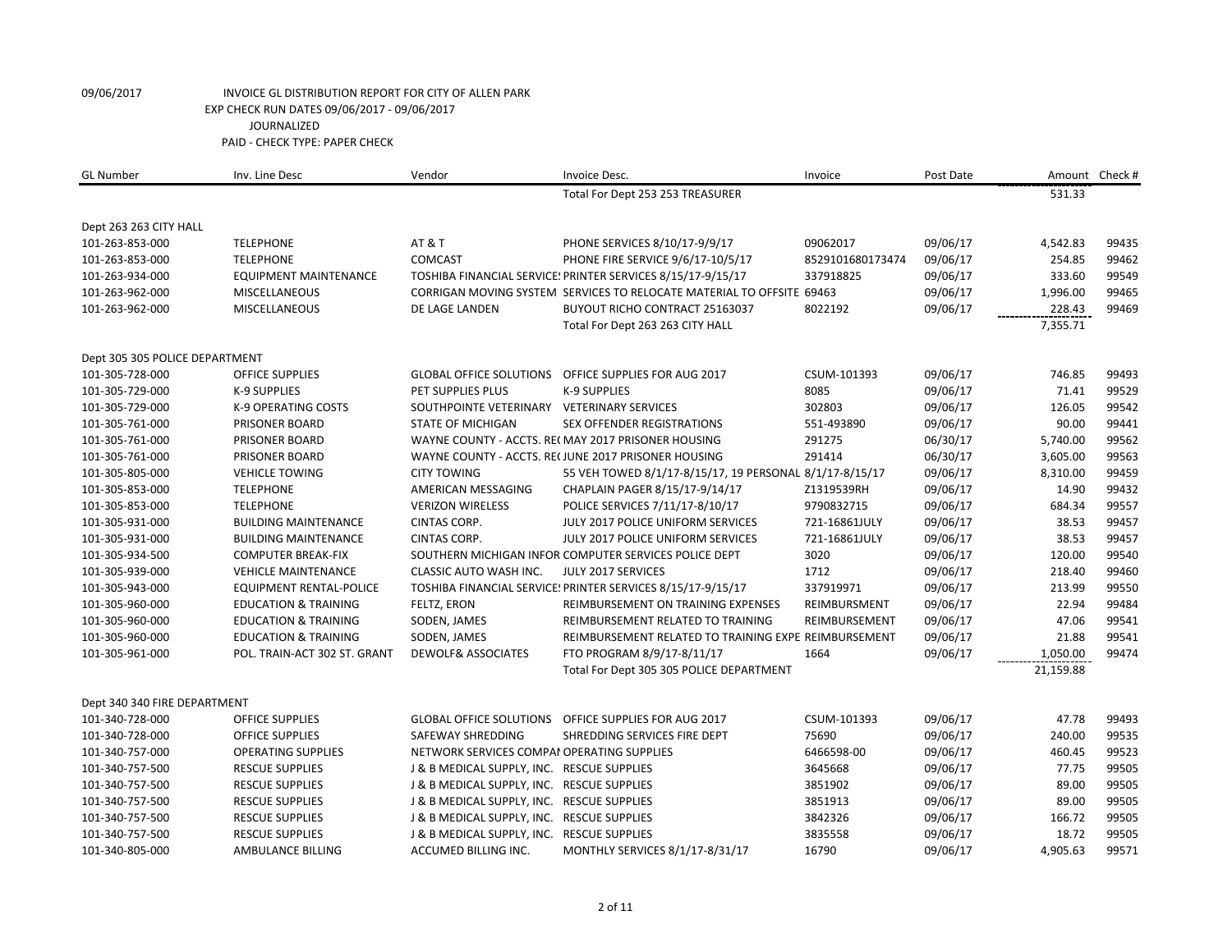09/06/2017 INVOICE GL DISTRIBUTION REPORT FOR CITY OF ALLEN PARK
EXP CHECK RUN DATES 09/06/2017 - 09/06/2017
JOURNALIZED
PAID - CHECK TYPE: PAPER CHECK

| GL Number | Inv. Line Desc | Vendor | Invoice Desc. | Invoice | Post Date | Amount | Check # |
|---|---|---|---|---|---|---|---|
| | | | Total For Dept 253 253 TREASURER | | | 531.33 | |
| Dept 263 263 CITY HALL | | | | | | | |
| 101-263-853-000 | TELEPHONE | AT & T | PHONE SERVICES 8/10/17-9/9/17 | 09062017 | 09/06/17 | 4,542.83 | 99435 |
| 101-263-853-000 | TELEPHONE | COMCAST | PHONE FIRE SERVICE 9/6/17-10/5/17 | 8529101680173474 | 09/06/17 | 254.85 | 99462 |
| 101-263-934-000 | EQUIPMENT MAINTENANCE | TOSHIBA FINANCIAL SERVICES | PRINTER SERVICES 8/15/17-9/15/17 | 337918825 | 09/06/17 | 333.60 | 99549 |
| 101-263-962-000 | MISCELLANEOUS | CORRIGAN MOVING SYSTEM | SERVICES TO RELOCATE MATERIAL TO OFFSITE | 69463 | 09/06/17 | 1,996.00 | 99465 |
| 101-263-962-000 | MISCELLANEOUS | DE LAGE LANDEN | BUYOUT RICHO CONTRACT 25163037 | 8022192 | 09/06/17 | 228.43 | 99469 |
| | | | Total For Dept 263 263 CITY HALL | | | 7,355.71 | |
| Dept 305 305 POLICE DEPARTMENT | | | | | | | |
| 101-305-728-000 | OFFICE SUPPLIES | GLOBAL OFFICE SOLUTIONS | OFFICE SUPPLIES FOR AUG 2017 | CSUM-101393 | 09/06/17 | 746.85 | 99493 |
| 101-305-729-000 | K-9 SUPPLIES | PET SUPPLIES PLUS | K-9 SUPPLIES | 8085 | 09/06/17 | 71.41 | 99529 |
| 101-305-729-000 | K-9 OPERATING COSTS | SOUTHPOINTE VETERINARY | VETERINARY SERVICES | 302803 | 09/06/17 | 126.05 | 99542 |
| 101-305-761-000 | PRISONER BOARD | STATE OF MICHIGAN | SEX OFFENDER REGISTRATIONS | 551-493890 | 09/06/17 | 90.00 | 99441 |
| 101-305-761-000 | PRISONER BOARD | WAYNE COUNTY - ACCTS. RE( | MAY 2017 PRISONER HOUSING | 291275 | 06/30/17 | 5,740.00 | 99562 |
| 101-305-761-000 | PRISONER BOARD | WAYNE COUNTY - ACCTS. RE( | JUNE 2017 PRISONER HOUSING | 291414 | 06/30/17 | 3,605.00 | 99563 |
| 101-305-805-000 | VEHICLE TOWING | CITY TOWING | 55 VEH TOWED 8/1/17-8/15/17, 19 PERSONAL | 8/1/17-8/15/17 | 09/06/17 | 8,310.00 | 99459 |
| 101-305-853-000 | TELEPHONE | AMERICAN MESSAGING | CHAPLAIN PAGER 8/15/17-9/14/17 | Z1319539RH | 09/06/17 | 14.90 | 99432 |
| 101-305-853-000 | TELEPHONE | VERIZON WIRELESS | POLICE SERVICES 7/11/17-8/10/17 | 9790832715 | 09/06/17 | 684.34 | 99557 |
| 101-305-931-000 | BUILDING MAINTENANCE | CINTAS CORP. | JULY 2017 POLICE UNIFORM SERVICES | 721-16861JULY | 09/06/17 | 38.53 | 99457 |
| 101-305-931-000 | BUILDING MAINTENANCE | CINTAS CORP. | JULY 2017 POLICE UNIFORM SERVICES | 721-16861JULY | 09/06/17 | 38.53 | 99457 |
| 101-305-934-500 | COMPUTER BREAK-FIX | SOUTHERN MICHIGAN INFOR | COMPUTER SERVICES POLICE DEPT | 3020 | 09/06/17 | 120.00 | 99540 |
| 101-305-939-000 | VEHICLE MAINTENANCE | CLASSIC AUTO WASH INC. | JULY 2017 SERVICES | 1712 | 09/06/17 | 218.40 | 99460 |
| 101-305-943-000 | EQUIPMENT RENTAL-POLICE | TOSHIBA FINANCIAL SERVICES | PRINTER SERVICES 8/15/17-9/15/17 | 337919971 | 09/06/17 | 213.99 | 99550 |
| 101-305-960-000 | EDUCATION & TRAINING | FELTZ, ERON | REIMBURSEMENT ON TRAINING EXPENSES | REIMBURSMENT | 09/06/17 | 22.94 | 99484 |
| 101-305-960-000 | EDUCATION & TRAINING | SODEN, JAMES | REIMBURSEMENT RELATED TO TRAINING | REIMBURSEMENT | 09/06/17 | 47.06 | 99541 |
| 101-305-960-000 | EDUCATION & TRAINING | SODEN, JAMES | REIMBURSEMENT RELATED TO TRAINING EXPE | REIMBURSEMENT | 09/06/17 | 21.88 | 99541 |
| 101-305-961-000 | POL. TRAIN-ACT 302 ST. GRANT | DEWOLF& ASSOCIATES | FTO PROGRAM 8/9/17-8/11/17 | 1664 | 09/06/17 | 1,050.00 | 99474 |
| | | | Total For Dept 305 305 POLICE DEPARTMENT | | | 21,159.88 | |
| Dept 340 340 FIRE DEPARTMENT | | | | | | | |
| 101-340-728-000 | OFFICE SUPPLIES | GLOBAL OFFICE SOLUTIONS | OFFICE SUPPLIES FOR AUG 2017 | CSUM-101393 | 09/06/17 | 47.78 | 99493 |
| 101-340-728-000 | OFFICE SUPPLIES | SAFEWAY SHREDDING | SHREDDING SERVICES FIRE DEPT | 75690 | 09/06/17 | 240.00 | 99535 |
| 101-340-757-000 | OPERATING SUPPLIES | NETWORK SERVICES COMPANY | OPERATING SUPPLIES | 6466598-00 | 09/06/17 | 460.45 | 99523 |
| 101-340-757-500 | RESCUE SUPPLIES | J & B MEDICAL SUPPLY, INC. | RESCUE SUPPLIES | 3645668 | 09/06/17 | 77.75 | 99505 |
| 101-340-757-500 | RESCUE SUPPLIES | J & B MEDICAL SUPPLY, INC. | RESCUE SUPPLIES | 3851902 | 09/06/17 | 89.00 | 99505 |
| 101-340-757-500 | RESCUE SUPPLIES | J & B MEDICAL SUPPLY, INC. | RESCUE SUPPLIES | 3851913 | 09/06/17 | 89.00 | 99505 |
| 101-340-757-500 | RESCUE SUPPLIES | J & B MEDICAL SUPPLY, INC. | RESCUE SUPPLIES | 3842326 | 09/06/17 | 166.72 | 99505 |
| 101-340-757-500 | RESCUE SUPPLIES | J & B MEDICAL SUPPLY, INC. | RESCUE SUPPLIES | 3835558 | 09/06/17 | 18.72 | 99505 |
| 101-340-805-000 | AMBULANCE BILLING | ACCUMED BILLING INC. | MONTHLY SERVICES 8/1/17-8/31/17 | 16790 | 09/06/17 | 4,905.63 | 99571 |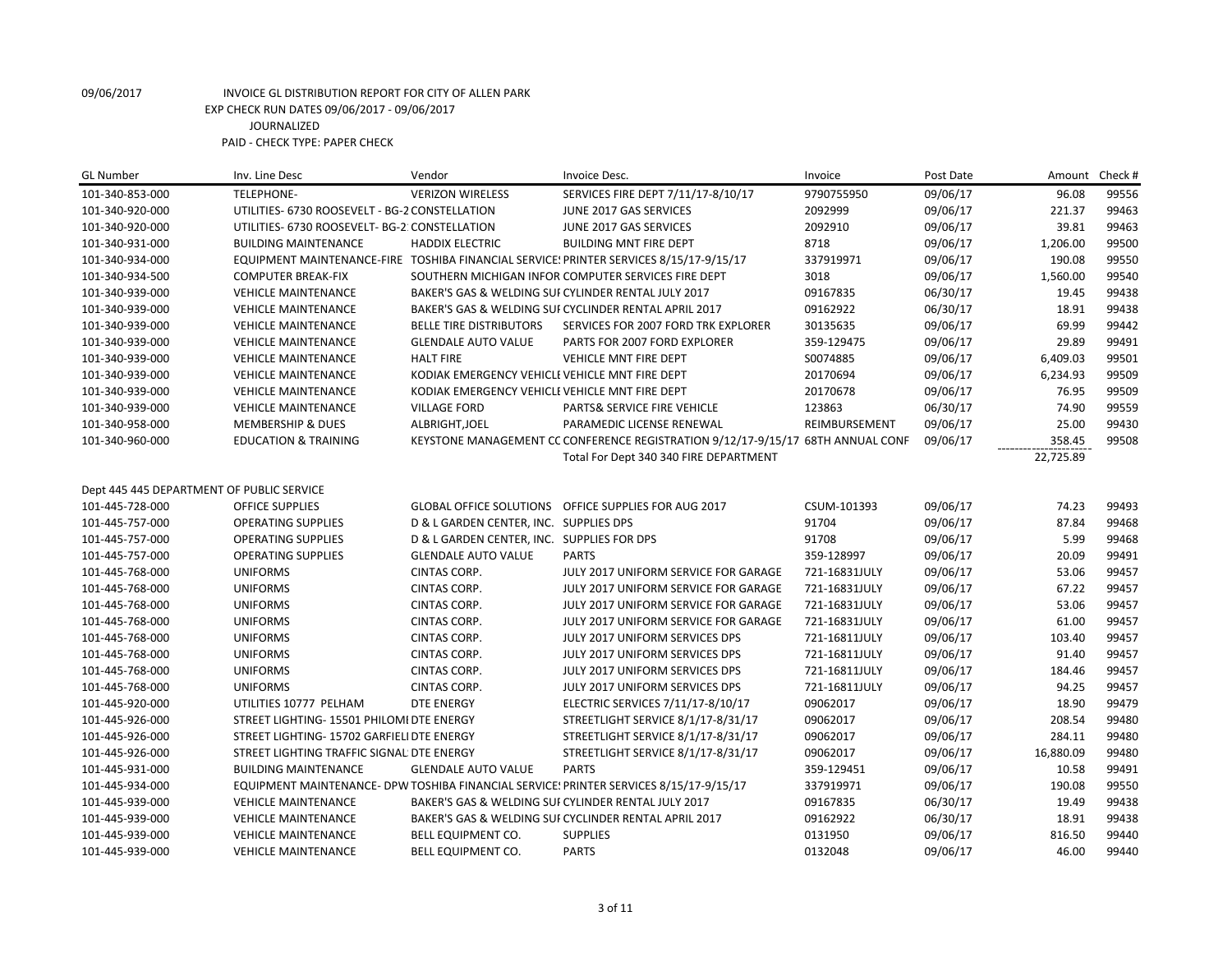09/06/2017 INVOICE GL DISTRIBUTION REPORT FOR CITY OF ALLEN PARK

EXP CHECK RUN DATES 09/06/2017 - 09/06/2017

JOURNALIZED

PAID - CHECK TYPE: PAPER CHECK

| GL Number | Inv. Line Desc | Vendor | Invoice Desc. | Invoice | Post Date | Amount | Check # |
|---|---|---|---|---|---|---|---|
| 101-340-853-000 | TELEPHONE- | VERIZON WIRELESS | SERVICES FIRE DEPT 7/11/17-8/10/17 | 9790755950 | 09/06/17 | 96.08 | 99556 |
| 101-340-920-000 | UTILITIES- 6730 ROOSEVELT - BG-2 | CONSTELLATION | JUNE 2017 GAS SERVICES | 2092999 | 09/06/17 | 221.37 | 99463 |
| 101-340-920-000 | UTILITIES- 6730 ROOSEVELT- BG-2 | CONSTELLATION | JUNE 2017 GAS SERVICES | 2092910 | 09/06/17 | 39.81 | 99463 |
| 101-340-931-000 | BUILDING MAINTENANCE | HADDIX ELECTRIC | BUILDING MNT FIRE DEPT | 8718 | 09/06/17 | 1,206.00 | 99500 |
| 101-340-934-000 | EQUIPMENT MAINTENANCE-FIRE | TOSHIBA FINANCIAL SERVICES | PRINTER SERVICES 8/15/17-9/15/17 | 337919971 | 09/06/17 | 190.08 | 99550 |
| 101-340-934-500 | COMPUTER BREAK-FIX | SOUTHERN MICHIGAN INFOR | COMPUTER SERVICES FIRE DEPT | 3018 | 09/06/17 | 1,560.00 | 99540 |
| 101-340-939-000 | VEHICLE MAINTENANCE | BAKER'S GAS & WELDING SUI | CYLINDER RENTAL JULY 2017 | 09167835 | 06/30/17 | 19.45 | 99438 |
| 101-340-939-000 | VEHICLE MAINTENANCE | BAKER'S GAS & WELDING SUI | CYCLINDER RENTAL APRIL 2017 | 09162922 | 06/30/17 | 18.91 | 99438 |
| 101-340-939-000 | VEHICLE MAINTENANCE | BELLE TIRE DISTRIBUTORS | SERVICES FOR 2007 FORD TRK EXPLORER | 30135635 | 09/06/17 | 69.99 | 99442 |
| 101-340-939-000 | VEHICLE MAINTENANCE | GLENDALE AUTO VALUE | PARTS FOR 2007 FORD EXPLORER | 359-129475 | 09/06/17 | 29.89 | 99491 |
| 101-340-939-000 | VEHICLE MAINTENANCE | HALT FIRE | VEHICLE MNT FIRE DEPT | S0074885 | 09/06/17 | 6,409.03 | 99501 |
| 101-340-939-000 | VEHICLE MAINTENANCE | KODIAK EMERGENCY VEHICLE | VEHICLE MNT FIRE DEPT | 20170694 | 09/06/17 | 6,234.93 | 99509 |
| 101-340-939-000 | VEHICLE MAINTENANCE | KODIAK EMERGENCY VEHICLE | VEHICLE MNT FIRE DEPT | 20170678 | 09/06/17 | 76.95 | 99509 |
| 101-340-939-000 | VEHICLE MAINTENANCE | VILLAGE FORD | PARTS& SERVICE FIRE VEHICLE | 123863 | 06/30/17 | 74.90 | 99559 |
| 101-340-958-000 | MEMBERSHIP & DUES | ALBRIGHT,JOEL | PARAMEDIC LICENSE RENEWAL | REIMBURSEMENT | 09/06/17 | 25.00 | 99430 |
| 101-340-960-000 | EDUCATION & TRAINING | KEYSTONE MANAGEMENT CC | CONFERENCE REGISTRATION 9/12/17-9/15/17 | 68TH ANNUAL CONF | 09/06/17 | 358.45 | 99508 |
| | | | Total For Dept 340 340 FIRE DEPARTMENT | | | 22,725.89 | |
| Dept 445 445 DEPARTMENT OF PUBLIC SERVICE | | | | | | | |
| 101-445-728-000 | OFFICE SUPPLIES | GLOBAL OFFICE SOLUTIONS | OFFICE SUPPLIES FOR AUG 2017 | CSUM-101393 | 09/06/17 | 74.23 | 99493 |
| 101-445-757-000 | OPERATING SUPPLIES | D & L GARDEN CENTER, INC. | SUPPLIES DPS | 91704 | 09/06/17 | 87.84 | 99468 |
| 101-445-757-000 | OPERATING SUPPLIES | D & L GARDEN CENTER, INC. | SUPPLIES FOR DPS | 91708 | 09/06/17 | 5.99 | 99468 |
| 101-445-757-000 | OPERATING SUPPLIES | GLENDALE AUTO VALUE | PARTS | 359-128997 | 09/06/17 | 20.09 | 99491 |
| 101-445-768-000 | UNIFORMS | CINTAS CORP. | JULY 2017 UNIFORM SERVICE FOR GARAGE | 721-16831JULY | 09/06/17 | 53.06 | 99457 |
| 101-445-768-000 | UNIFORMS | CINTAS CORP. | JULY 2017 UNIFORM SERVICE FOR GARAGE | 721-16831JULY | 09/06/17 | 67.22 | 99457 |
| 101-445-768-000 | UNIFORMS | CINTAS CORP. | JULY 2017 UNIFORM SERVICE FOR GARAGE | 721-16831JULY | 09/06/17 | 53.06 | 99457 |
| 101-445-768-000 | UNIFORMS | CINTAS CORP. | JULY 2017 UNIFORM SERVICE FOR GARAGE | 721-16831JULY | 09/06/17 | 61.00 | 99457 |
| 101-445-768-000 | UNIFORMS | CINTAS CORP. | JULY 2017 UNIFORM SERVICES DPS | 721-16811JULY | 09/06/17 | 103.40 | 99457 |
| 101-445-768-000 | UNIFORMS | CINTAS CORP. | JULY 2017 UNIFORM SERVICES DPS | 721-16811JULY | 09/06/17 | 91.40 | 99457 |
| 101-445-768-000 | UNIFORMS | CINTAS CORP. | JULY 2017 UNIFORM SERVICES DPS | 721-16811JULY | 09/06/17 | 184.46 | 99457 |
| 101-445-768-000 | UNIFORMS | CINTAS CORP. | JULY 2017 UNIFORM SERVICES DPS | 721-16811JULY | 09/06/17 | 94.25 | 99457 |
| 101-445-920-000 | UTILITIES 10777 PELHAM | DTE ENERGY | ELECTRIC SERVICES 7/11/17-8/10/17 | 09062017 | 09/06/17 | 18.90 | 99479 |
| 101-445-926-000 | STREET LIGHTING- 15501 PHILOMI | DTE ENERGY | STREETLIGHT SERVICE 8/1/17-8/31/17 | 09062017 | 09/06/17 | 208.54 | 99480 |
| 101-445-926-000 | STREET LIGHTING- 15702 GARFIELI | DTE ENERGY | STREETLIGHT SERVICE 8/1/17-8/31/17 | 09062017 | 09/06/17 | 284.11 | 99480 |
| 101-445-926-000 | STREET LIGHTING TRAFFIC SIGNAL | DTE ENERGY | STREETLIGHT SERVICE 8/1/17-8/31/17 | 09062017 | 09/06/17 | 16,880.09 | 99480 |
| 101-445-931-000 | BUILDING MAINTENANCE | GLENDALE AUTO VALUE | PARTS | 359-129451 | 09/06/17 | 10.58 | 99491 |
| 101-445-934-000 | EQUIPMENT MAINTENANCE- DPW | TOSHIBA FINANCIAL SERVICES | PRINTER SERVICES 8/15/17-9/15/17 | 337919971 | 09/06/17 | 190.08 | 99550 |
| 101-445-939-000 | VEHICLE MAINTENANCE | BAKER'S GAS & WELDING SUI | CYLINDER RENTAL JULY 2017 | 09167835 | 06/30/17 | 19.49 | 99438 |
| 101-445-939-000 | VEHICLE MAINTENANCE | BAKER'S GAS & WELDING SUI | CYCLINDER RENTAL APRIL 2017 | 09162922 | 06/30/17 | 18.91 | 99438 |
| 101-445-939-000 | VEHICLE MAINTENANCE | BELL EQUIPMENT CO. | SUPPLIES | 0131950 | 09/06/17 | 816.50 | 99440 |
| 101-445-939-000 | VEHICLE MAINTENANCE | BELL EQUIPMENT CO. | PARTS | 0132048 | 09/06/17 | 46.00 | 99440 |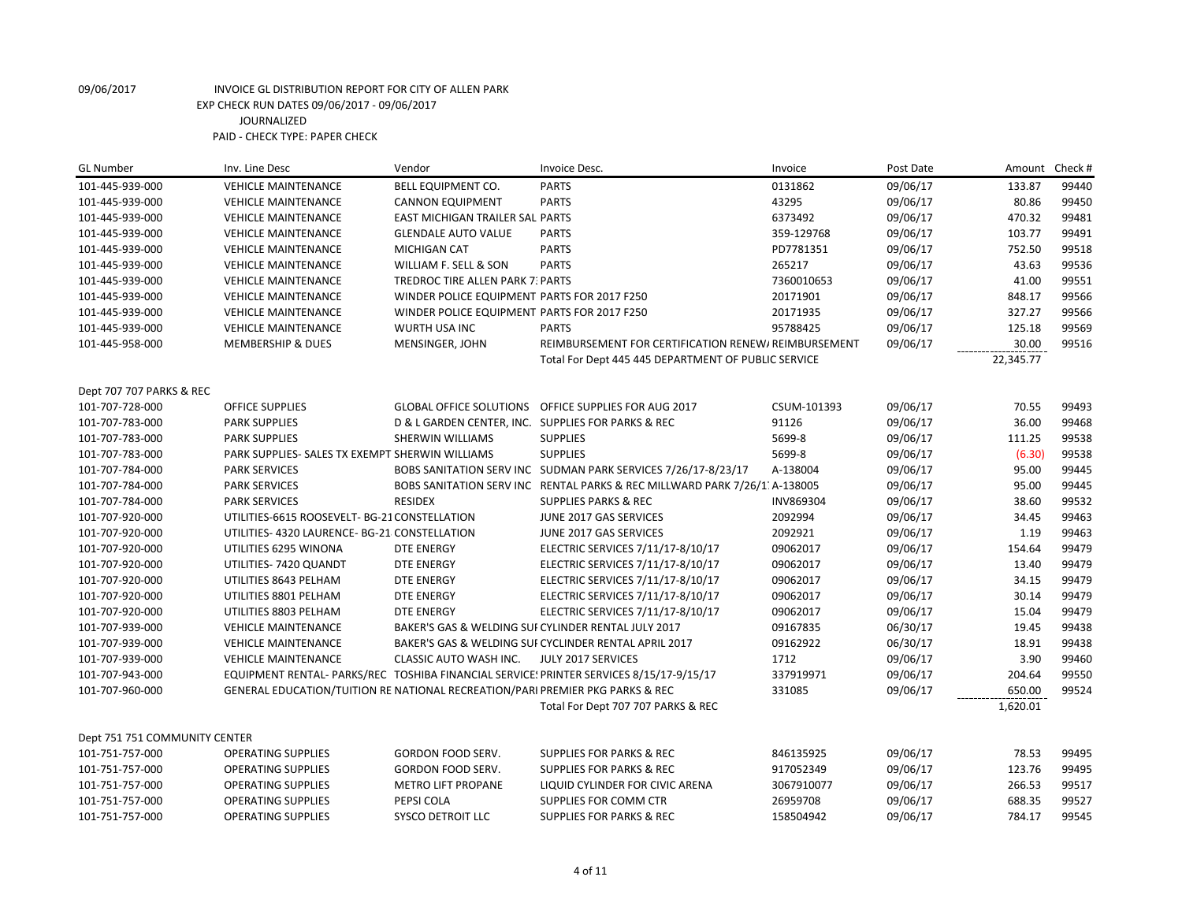09/06/2017 INVOICE GL DISTRIBUTION REPORT FOR CITY OF ALLEN PARK
EXP CHECK RUN DATES 09/06/2017 - 09/06/2017
JOURNALIZED
PAID - CHECK TYPE: PAPER CHECK

| GL Number | Inv. Line Desc | Vendor | Invoice Desc. | Invoice | Post Date | Amount | Check # |
|---|---|---|---|---|---|---|---|
| 101-445-939-000 | VEHICLE MAINTENANCE | BELL EQUIPMENT CO. | PARTS | 0131862 | 09/06/17 | 133.87 | 99440 |
| 101-445-939-000 | VEHICLE MAINTENANCE | CANNON EQUIPMENT | PARTS | 43295 | 09/06/17 | 80.86 | 99450 |
| 101-445-939-000 | VEHICLE MAINTENANCE | EAST MICHIGAN TRAILER SAL | PARTS | 6373492 | 09/06/17 | 470.32 | 99481 |
| 101-445-939-000 | VEHICLE MAINTENANCE | GLENDALE AUTO VALUE | PARTS | 359-129768 | 09/06/17 | 103.77 | 99491 |
| 101-445-939-000 | VEHICLE MAINTENANCE | MICHIGAN CAT | PARTS | PD7781351 | 09/06/17 | 752.50 | 99518 |
| 101-445-939-000 | VEHICLE MAINTENANCE | WILLIAM F. SELL & SON | PARTS | 265217 | 09/06/17 | 43.63 | 99536 |
| 101-445-939-000 | VEHICLE MAINTENANCE | TREDROC TIRE ALLEN PARK 7 | PARTS | 7360010653 | 09/06/17 | 41.00 | 99551 |
| 101-445-939-000 | VEHICLE MAINTENANCE | WINDER POLICE EQUIPMENT | PARTS FOR 2017 F250 | 20171901 | 09/06/17 | 848.17 | 99566 |
| 101-445-939-000 | VEHICLE MAINTENANCE | WINDER POLICE EQUIPMENT | PARTS FOR 2017 F250 | 20171935 | 09/06/17 | 327.27 | 99566 |
| 101-445-939-000 | VEHICLE MAINTENANCE | WURTH USA INC | PARTS | 95788425 | 09/06/17 | 125.18 | 99569 |
| 101-445-958-000 | MEMBERSHIP & DUES | MENSINGER, JOHN | REIMBURSEMENT FOR CERTIFICATION RENEW | REIMBURSEMENT | 09/06/17 | 30.00 | 99516 |
| | | | Total For Dept 445 445 DEPARTMENT OF PUBLIC SERVICE | | | 22,345.77 | |
| Dept 707 707 PARKS & REC | | | | | | | |
| 101-707-728-000 | OFFICE SUPPLIES | GLOBAL OFFICE SOLUTIONS | OFFICE SUPPLIES FOR AUG 2017 | CSUM-101393 | 09/06/17 | 70.55 | 99493 |
| 101-707-783-000 | PARK SUPPLIES | D & L GARDEN CENTER, INC. | SUPPLIES FOR PARKS & REC | 91126 | 09/06/17 | 36.00 | 99468 |
| 101-707-783-000 | PARK SUPPLIES | SHERWIN WILLIAMS | SUPPLIES | 5699-8 | 09/06/17 | 111.25 | 99538 |
| 101-707-783-000 | PARK SUPPLIES- SALES TX EXEMPT | SHERWIN WILLIAMS | SUPPLIES | 5699-8 | 09/06/17 | (6.30) | 99538 |
| 101-707-784-000 | PARK SERVICES | BOBS SANITATION SERV INC | SUDMAN PARK SERVICES 7/26/17-8/23/17 | A-138004 | 09/06/17 | 95.00 | 99445 |
| 101-707-784-000 | PARK SERVICES | BOBS SANITATION SERV INC | RENTAL PARKS & REC MILLWARD PARK 7/26/1 | A-138005 | 09/06/17 | 95.00 | 99445 |
| 101-707-784-000 | PARK SERVICES | RESIDEX | SUPPLIES PARKS & REC | INV869304 | 09/06/17 | 38.60 | 99532 |
| 101-707-920-000 | UTILITIES-6615 ROOSEVELT- BG-21 | CONSTELLATION | JUNE 2017 GAS SERVICES | 2092994 | 09/06/17 | 34.45 | 99463 |
| 101-707-920-000 | UTILITIES- 4320 LAURENCE- BG-21 | CONSTELLATION | JUNE 2017 GAS SERVICES | 2092921 | 09/06/17 | 1.19 | 99463 |
| 101-707-920-000 | UTILITIES 6295 WINONA | DTE ENERGY | ELECTRIC SERVICES 7/11/17-8/10/17 | 09062017 | 09/06/17 | 154.64 | 99479 |
| 101-707-920-000 | UTILITIES- 7420 QUANDT | DTE ENERGY | ELECTRIC SERVICES 7/11/17-8/10/17 | 09062017 | 09/06/17 | 13.40 | 99479 |
| 101-707-920-000 | UTILITIES 8643 PELHAM | DTE ENERGY | ELECTRIC SERVICES 7/11/17-8/10/17 | 09062017 | 09/06/17 | 34.15 | 99479 |
| 101-707-920-000 | UTILITIES 8801 PELHAM | DTE ENERGY | ELECTRIC SERVICES 7/11/17-8/10/17 | 09062017 | 09/06/17 | 30.14 | 99479 |
| 101-707-920-000 | UTILITIES 8803 PELHAM | DTE ENERGY | ELECTRIC SERVICES 7/11/17-8/10/17 | 09062017 | 09/06/17 | 15.04 | 99479 |
| 101-707-939-000 | VEHICLE MAINTENANCE | BAKER'S GAS & WELDING SUI | CYLINDER RENTAL JULY 2017 | 09167835 | 06/30/17 | 19.45 | 99438 |
| 101-707-939-000 | VEHICLE MAINTENANCE | BAKER'S GAS & WELDING SUI | CYCLINDER RENTAL APRIL 2017 | 09162922 | 06/30/17 | 18.91 | 99438 |
| 101-707-939-000 | VEHICLE MAINTENANCE | CLASSIC AUTO WASH INC. | JULY 2017 SERVICES | 1712 | 09/06/17 | 3.90 | 99460 |
| 101-707-943-000 | EQUIPMENT RENTAL- PARKS/REC | TOSHIBA FINANCIAL SERVICE | PRINTER SERVICES 8/15/17-9/15/17 | 337919971 | 09/06/17 | 204.64 | 99550 |
| 101-707-960-000 | GENERAL EDUCATION/TUITION RE | NATIONAL RECREATION/PARI | PREMIER PKG PARKS & REC | 331085 | 09/06/17 | 650.00 | 99524 |
| | | | Total For Dept 707 707 PARKS & REC | | | 1,620.01 | |
| Dept 751 751 COMMUNITY CENTER | | | | | | | |
| 101-751-757-000 | OPERATING SUPPLIES | GORDON FOOD SERV. | SUPPLIES FOR PARKS & REC | 846135925 | 09/06/17 | 78.53 | 99495 |
| 101-751-757-000 | OPERATING SUPPLIES | GORDON FOOD SERV. | SUPPLIES FOR PARKS & REC | 917052349 | 09/06/17 | 123.76 | 99495 |
| 101-751-757-000 | OPERATING SUPPLIES | METRO LIFT PROPANE | LIQUID CYLINDER FOR CIVIC ARENA | 3067910077 | 09/06/17 | 266.53 | 99517 |
| 101-751-757-000 | OPERATING SUPPLIES | PEPSI COLA | SUPPLIES FOR COMM CTR | 26959708 | 09/06/17 | 688.35 | 99527 |
| 101-751-757-000 | OPERATING SUPPLIES | SYSCO DETROIT LLC | SUPPLIES FOR PARKS & REC | 158504942 | 09/06/17 | 784.17 | 99545 |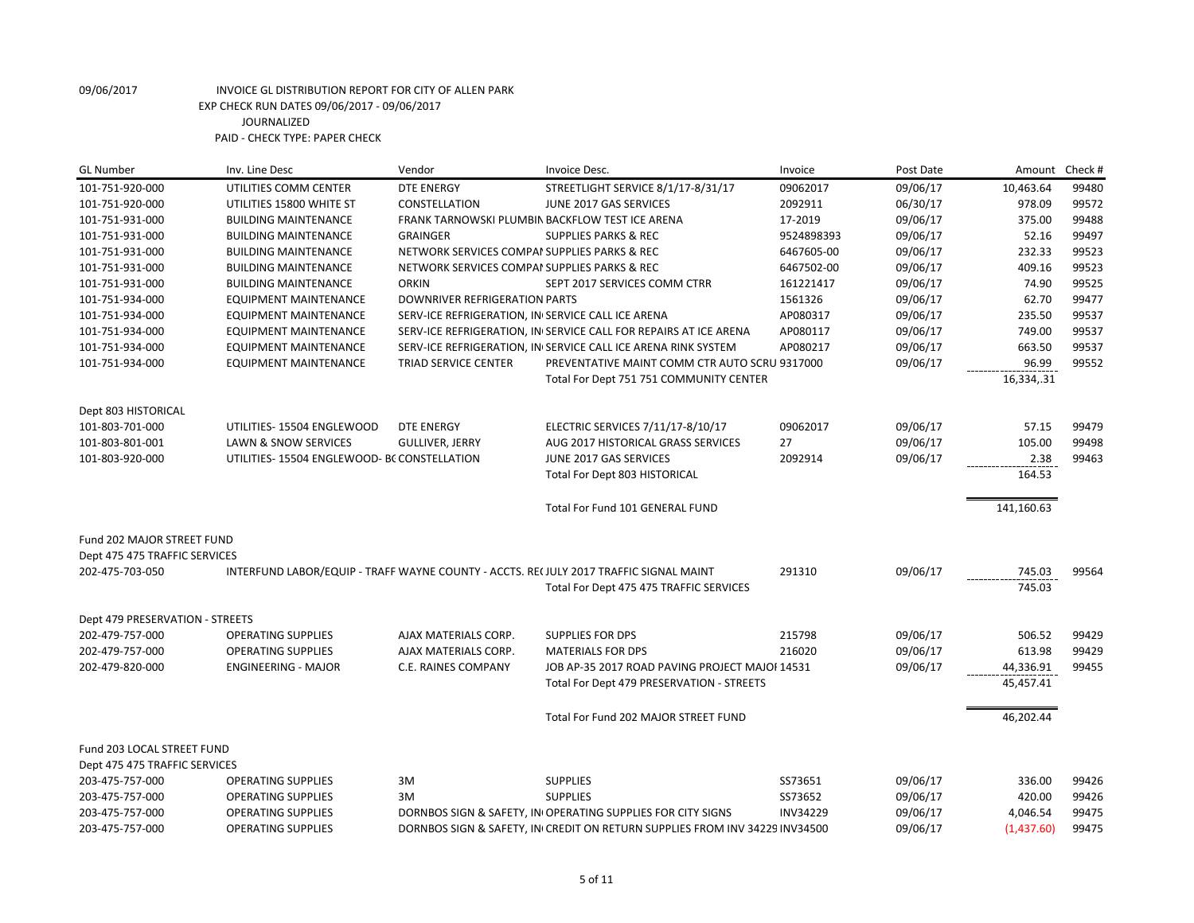09/06/2017 INVOICE GL DISTRIBUTION REPORT FOR CITY OF ALLEN PARK
EXP CHECK RUN DATES 09/06/2017 - 09/06/2017
JOURNALIZED
PAID - CHECK TYPE: PAPER CHECK

| GL Number | Inv. Line Desc | Vendor | Invoice Desc. | Invoice | Post Date | Amount | Check # |
|---|---|---|---|---|---|---|---|
| 101-751-920-000 | UTILITIES COMM CENTER | DTE ENERGY | STREETLIGHT SERVICE 8/1/17-8/31/17 | 09062017 | 09/06/17 | 10,463.64 | 99480 |
| 101-751-920-000 | UTILITIES 15800 WHITE ST | CONSTELLATION | JUNE 2017 GAS SERVICES | 2092911 | 06/30/17 | 978.09 | 99572 |
| 101-751-931-000 | BUILDING MAINTENANCE | FRANK TARNOWSKI PLUMBIN | BACKFLOW TEST ICE ARENA | 17-2019 | 09/06/17 | 375.00 | 99488 |
| 101-751-931-000 | BUILDING MAINTENANCE | GRAINGER | SUPPLIES PARKS & REC | 9524898393 | 09/06/17 | 52.16 | 99497 |
| 101-751-931-000 | BUILDING MAINTENANCE | NETWORK SERVICES COMPAI | SUPPLIES PARKS & REC | 6467605-00 | 09/06/17 | 232.33 | 99523 |
| 101-751-931-000 | BUILDING MAINTENANCE | NETWORK SERVICES COMPAI | SUPPLIES PARKS & REC | 6467502-00 | 09/06/17 | 409.16 | 99523 |
| 101-751-931-000 | BUILDING MAINTENANCE | ORKIN | SEPT 2017 SERVICES COMM CTRR | 161221417 | 09/06/17 | 74.90 | 99525 |
| 101-751-934-000 | EQUIPMENT MAINTENANCE | DOWNRIVER REFRIGERATION | PARTS | 1561326 | 09/06/17 | 62.70 | 99477 |
| 101-751-934-000 | EQUIPMENT MAINTENANCE | SERV-ICE REFRIGERATION, IN | SERVICE CALL ICE ARENA | AP080317 | 09/06/17 | 235.50 | 99537 |
| 101-751-934-000 | EQUIPMENT MAINTENANCE | SERV-ICE REFRIGERATION, IN | SERVICE CALL FOR REPAIRS AT ICE ARENA | AP080117 | 09/06/17 | 749.00 | 99537 |
| 101-751-934-000 | EQUIPMENT MAINTENANCE | SERV-ICE REFRIGERATION, IN | SERVICE CALL ICE ARENA RINK SYSTEM | AP080217 | 09/06/17 | 663.50 | 99537 |
| 101-751-934-000 | EQUIPMENT MAINTENANCE | TRIAD SERVICE CENTER | PREVENTATIVE MAINT COMM CTR AUTO SCRU | 9317000 | 09/06/17 | 96.99 | 99552 |
| | | | Total For Dept 751 751 COMMUNITY CENTER | | | 16,334,.31 | |
| Dept 803 HISTORICAL | | | | | | | |
| 101-803-701-000 | UTILITIES- 15504 ENGLEWOOD | DTE ENERGY | ELECTRIC SERVICES 7/11/17-8/10/17 | 09062017 | 09/06/17 | 57.15 | 99479 |
| 101-803-801-001 | LAWN & SNOW SERVICES | GULLIVER, JERRY | AUG 2017 HISTORICAL GRASS SERVICES | 27 | 09/06/17 | 105.00 | 99498 |
| 101-803-920-000 | UTILITIES- 15504 ENGLEWOOD- BC | CONSTELLATION | JUNE 2017 GAS SERVICES | 2092914 | 09/06/17 | 2.38 | 99463 |
| | | | Total For Dept 803 HISTORICAL | | | 164.53 | |
| | | | Total For Fund 101 GENERAL FUND | | | 141,160.63 | |
| Fund 202 MAJOR STREET FUND | | | | | | | |
| Dept 475 475 TRAFFIC SERVICES | | | | | | | |
| 202-475-703-050 | INTERFUND LABOR/EQUIP - TRAFF | WAYNE COUNTY - ACCTS. RE( | JULY 2017 TRAFFIC SIGNAL MAINT | 291310 | 09/06/17 | 745.03 | 99564 |
| | | | Total For Dept 475 475 TRAFFIC SERVICES | | | 745.03 | |
| Dept 479 PRESERVATION - STREETS | | | | | | | |
| 202-479-757-000 | OPERATING SUPPLIES | AJAX MATERIALS CORP. | SUPPLIES FOR DPS | 215798 | 09/06/17 | 506.52 | 99429 |
| 202-479-757-000 | OPERATING SUPPLIES | AJAX MATERIALS CORP. | MATERIALS FOR DPS | 216020 | 09/06/17 | 613.98 | 99429 |
| 202-479-820-000 | ENGINEERING - MAJOR | C.E. RAINES COMPANY | JOB AP-35 2017 ROAD PAVING PROJECT MAJOI | 14531 | 09/06/17 | 44,336.91 | 99455 |
| | | | Total For Dept 479 PRESERVATION - STREETS | | | 45,457.41 | |
| | | | Total For Fund 202 MAJOR STREET FUND | | | 46,202.44 | |
| Fund 203 LOCAL STREET FUND | | | | | | | |
| Dept 475 475 TRAFFIC SERVICES | | | | | | | |
| 203-475-757-000 | OPERATING SUPPLIES | 3M | SUPPLIES | SS73651 | 09/06/17 | 336.00 | 99426 |
| 203-475-757-000 | OPERATING SUPPLIES | 3M | SUPPLIES | SS73652 | 09/06/17 | 420.00 | 99426 |
| 203-475-757-000 | OPERATING SUPPLIES | DORNBOS SIGN & SAFETY, IN | OPERATING SUPPLIES FOR CITY SIGNS | INV34229 | 09/06/17 | 4,046.54 | 99475 |
| 203-475-757-000 | OPERATING SUPPLIES | DORNBOS SIGN & SAFETY, IN | CREDIT ON RETURN SUPPLIES FROM INV 34229 | INV34500 | 09/06/17 | (1,437.60) | 99475 |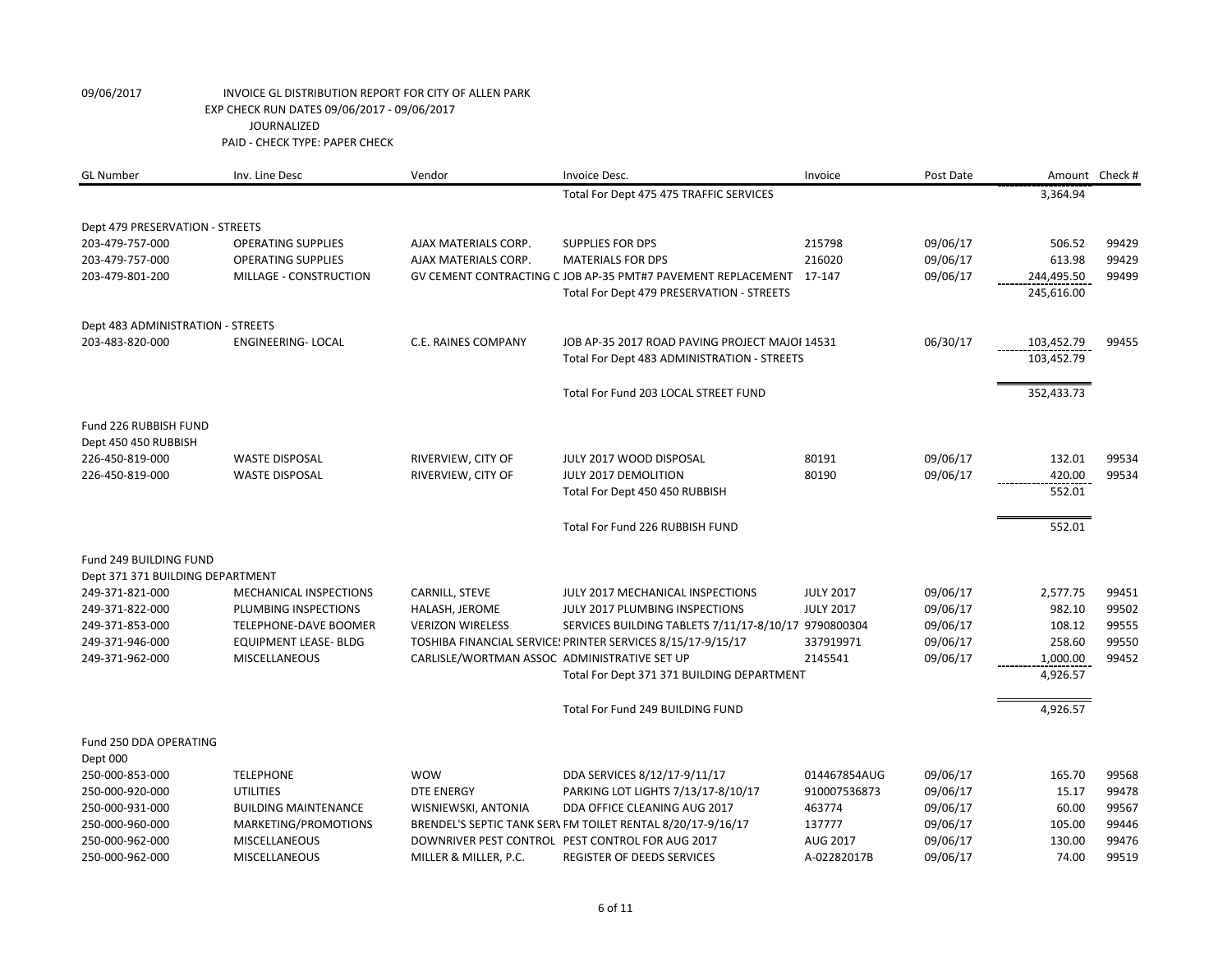09/06/2017 INVOICE GL DISTRIBUTION REPORT FOR CITY OF ALLEN PARK
EXP CHECK RUN DATES 09/06/2017 - 09/06/2017
JOURNALIZED
PAID - CHECK TYPE: PAPER CHECK

| GL Number | Inv. Line Desc | Vendor | Invoice Desc. | Invoice | Post Date | Amount | Check # |
|---|---|---|---|---|---|---|---|
| | | | Total For Dept 475 475 TRAFFIC SERVICES | | | 3,364.94 | |
| Dept 479 PRESERVATION - STREETS | | | | | | | |
| 203-479-757-000 | OPERATING SUPPLIES | AJAX MATERIALS CORP. | SUPPLIES FOR DPS | 215798 | 09/06/17 | 506.52 | 99429 |
| 203-479-757-000 | OPERATING SUPPLIES | AJAX MATERIALS CORP. | MATERIALS FOR DPS | 216020 | 09/06/17 | 613.98 | 99429 |
| 203-479-801-200 | MILLAGE - CONSTRUCTION | GV CEMENT CONTRACTING C | JOB AP-35 PMT#7 PAVEMENT REPLACEMENT | 17-147 | 09/06/17 | 244,495.50 | 99499 |
| | | | Total For Dept 479 PRESERVATION - STREETS | | | 245,616.00 | |
| Dept 483 ADMINISTRATION - STREETS | | | | | | | |
| 203-483-820-000 | ENGINEERING- LOCAL | C.E. RAINES COMPANY | JOB AP-35 2017 ROAD PAVING PROJECT MAJOI | 14531 | 06/30/17 | 103,452.79 | 99455 |
| | | | Total For Dept 483 ADMINISTRATION - STREETS | | | 103,452.79 | |
| | | | Total For Fund 203 LOCAL STREET FUND | | | 352,433.73 | |
| Fund 226 RUBBISH FUND | | | | | | | |
| Dept 450 450 RUBBISH | | | | | | | |
| 226-450-819-000 | WASTE DISPOSAL | RIVERVIEW, CITY OF | JULY 2017 WOOD DISPOSAL | 80191 | 09/06/17 | 132.01 | 99534 |
| 226-450-819-000 | WASTE DISPOSAL | RIVERVIEW, CITY OF | JULY 2017 DEMOLITION | 80190 | 09/06/17 | 420.00 | 99534 |
| | | | Total For Dept 450 450 RUBBISH | | | 552.01 | |
| | | | Total For Fund 226 RUBBISH FUND | | | 552.01 | |
| Fund 249 BUILDING FUND | | | | | | | |
| Dept 371 371 BUILDING DEPARTMENT | | | | | | | |
| 249-371-821-000 | MECHANICAL INSPECTIONS | CARNILL, STEVE | JULY 2017 MECHANICAL INSPECTIONS | JULY 2017 | 09/06/17 | 2,577.75 | 99451 |
| 249-371-822-000 | PLUMBING INSPECTIONS | HALASH, JEROME | JULY 2017 PLUMBING INSPECTIONS | JULY 2017 | 09/06/17 | 982.10 | 99502 |
| 249-371-853-000 | TELEPHONE-DAVE BOOMER | VERIZON WIRELESS | SERVICES BUILDING TABLETS 7/11/17-8/10/17 | 9790800304 | 09/06/17 | 108.12 | 99555 |
| 249-371-946-000 | EQUIPMENT LEASE- BLDG | TOSHIBA FINANCIAL SERVICES | PRINTER SERVICES 8/15/17-9/15/17 | 337919971 | 09/06/17 | 258.60 | 99550 |
| 249-371-962-000 | MISCELLANEOUS | CARLISLE/WORTMAN ASSOC | ADMINISTRATIVE SET UP | 2145541 | 09/06/17 | 1,000.00 | 99452 |
| | | | Total For Dept 371 371 BUILDING DEPARTMENT | | | 4,926.57 | |
| | | | Total For Fund 249 BUILDING FUND | | | 4,926.57 | |
| Fund 250 DDA OPERATING | | | | | | | |
| Dept 000 | | | | | | | |
| 250-000-853-000 | TELEPHONE | WOW | DDA SERVICES 8/12/17-9/11/17 | 014467854AUG | 09/06/17 | 165.70 | 99568 |
| 250-000-920-000 | UTILITIES | DTE ENERGY | PARKING LOT LIGHTS 7/13/17-8/10/17 | 910007536873 | 09/06/17 | 15.17 | 99478 |
| 250-000-931-000 | BUILDING MAINTENANCE | WISNIEWSKI, ANTONIA | DDA OFFICE CLEANING AUG 2017 | 463774 | 09/06/17 | 60.00 | 99567 |
| 250-000-960-000 | MARKETING/PROMOTIONS | BRENDEL'S SEPTIC TANK SERV | FM TOILET RENTAL 8/20/17-9/16/17 | 137777 | 09/06/17 | 105.00 | 99446 |
| 250-000-962-000 | MISCELLANEOUS | DOWNRIVER PEST CONTROL | PEST CONTROL FOR AUG 2017 | AUG 2017 | 09/06/17 | 130.00 | 99476 |
| 250-000-962-000 | MISCELLANEOUS | MILLER & MILLER, P.C. | REGISTER OF DEEDS SERVICES | A-02282017B | 09/06/17 | 74.00 | 99519 |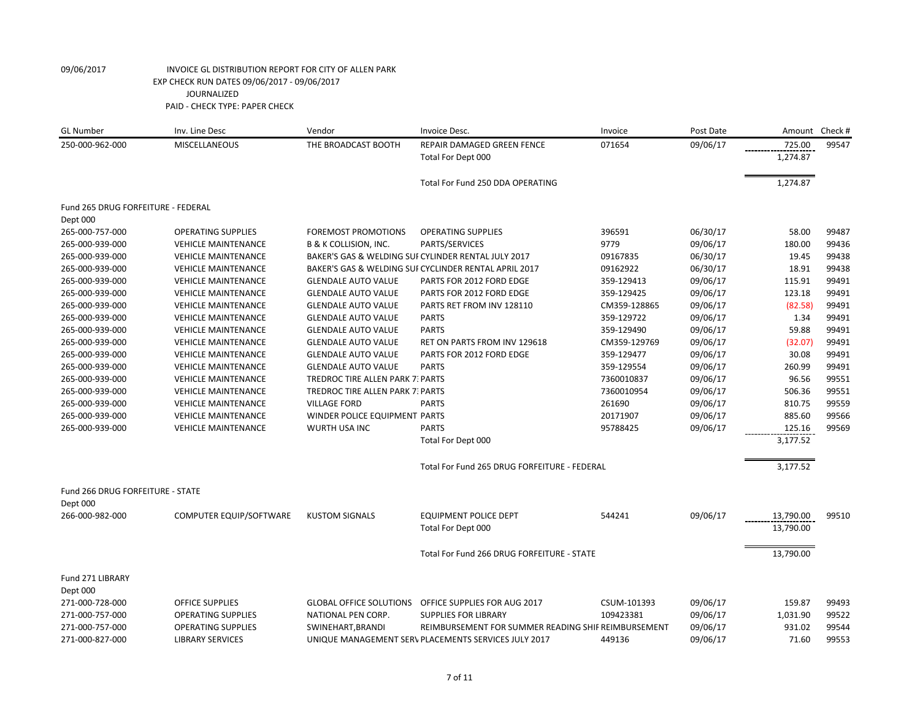09/06/2017 INVOICE GL DISTRIBUTION REPORT FOR CITY OF ALLEN PARK
EXP CHECK RUN DATES 09/06/2017 - 09/06/2017
JOURNALIZED
PAID - CHECK TYPE: PAPER CHECK

| GL Number | Inv. Line Desc | Vendor | Invoice Desc. | Invoice | Post Date | Amount | Check # |
|---|---|---|---|---|---|---|---|
| 250-000-962-000 | MISCELLANEOUS | THE BROADCAST BOOTH | REPAIR DAMAGED GREEN FENCE | 071654 | 09/06/17 | 725.00 | 99547 |
| | | | Total For Dept 000 | | | 1,274.87 | |
| | | | Total For Fund 250 DDA OPERATING | | | 1,274.87 | |
| Fund 265 DRUG FORFEITURE - FEDERAL | | | | | | | |
| Dept 000 | | | | | | | |
| 265-000-757-000 | OPERATING SUPPLIES | FOREMOST PROMOTIONS | OPERATING SUPPLIES | 396591 | 06/30/17 | 58.00 | 99487 |
| 265-000-939-000 | VEHICLE MAINTENANCE | B & K COLLISION, INC. | PARTS/SERVICES | 9779 | 09/06/17 | 180.00 | 99436 |
| 265-000-939-000 | VEHICLE MAINTENANCE | BAKER'S GAS & WELDING SUI | CYLINDER RENTAL JULY 2017 | 09167835 | 06/30/17 | 19.45 | 99438 |
| 265-000-939-000 | VEHICLE MAINTENANCE | BAKER'S GAS & WELDING SUI | CYCLINDER RENTAL APRIL 2017 | 09162922 | 06/30/17 | 18.91 | 99438 |
| 265-000-939-000 | VEHICLE MAINTENANCE | GLENDALE AUTO VALUE | PARTS FOR 2012 FORD EDGE | 359-129413 | 09/06/17 | 115.91 | 99491 |
| 265-000-939-000 | VEHICLE MAINTENANCE | GLENDALE AUTO VALUE | PARTS FOR 2012 FORD EDGE | 359-129425 | 09/06/17 | 123.18 | 99491 |
| 265-000-939-000 | VEHICLE MAINTENANCE | GLENDALE AUTO VALUE | PARTS RET FROM INV 128110 | CM359-128865 | 09/06/17 | (82.58) | 99491 |
| 265-000-939-000 | VEHICLE MAINTENANCE | GLENDALE AUTO VALUE | PARTS | 359-129722 | 09/06/17 | 1.34 | 99491 |
| 265-000-939-000 | VEHICLE MAINTENANCE | GLENDALE AUTO VALUE | PARTS | 359-129490 | 09/06/17 | 59.88 | 99491 |
| 265-000-939-000 | VEHICLE MAINTENANCE | GLENDALE AUTO VALUE | RET ON PARTS FROM INV 129618 | CM359-129769 | 09/06/17 | (32.07) | 99491 |
| 265-000-939-000 | VEHICLE MAINTENANCE | GLENDALE AUTO VALUE | PARTS FOR 2012 FORD EDGE | 359-129477 | 09/06/17 | 30.08 | 99491 |
| 265-000-939-000 | VEHICLE MAINTENANCE | GLENDALE AUTO VALUE | PARTS | 359-129554 | 09/06/17 | 260.99 | 99491 |
| 265-000-939-000 | VEHICLE MAINTENANCE | TREDROC TIRE ALLEN PARK 7: | PARTS | 7360010837 | 09/06/17 | 96.56 | 99551 |
| 265-000-939-000 | VEHICLE MAINTENANCE | TREDROC TIRE ALLEN PARK 7: | PARTS | 7360010954 | 09/06/17 | 506.36 | 99551 |
| 265-000-939-000 | VEHICLE MAINTENANCE | VILLAGE FORD | PARTS | 261690 | 09/06/17 | 810.75 | 99559 |
| 265-000-939-000 | VEHICLE MAINTENANCE | WINDER POLICE EQUIPMENT | PARTS | 20171907 | 09/06/17 | 885.60 | 99566 |
| 265-000-939-000 | VEHICLE MAINTENANCE | WURTH USA INC | PARTS | 95788425 | 09/06/17 | 125.16 | 99569 |
| | | | Total For Dept 000 | | | 3,177.52 | |
| | | | Total For Fund 265 DRUG FORFEITURE - FEDERAL | | | 3,177.52 | |
| Fund 266 DRUG FORFEITURE - STATE | | | | | | | |
| Dept 000 | | | | | | | |
| 266-000-982-000 | COMPUTER EQUIP/SOFTWARE | KUSTOM SIGNALS | EQUIPMENT POLICE DEPT | 544241 | 09/06/17 | 13,790.00 | 99510 |
| | | | Total For Dept 000 | | | 13,790.00 | |
| | | | Total For Fund 266 DRUG FORFEITURE - STATE | | | 13,790.00 | |
| Fund 271 LIBRARY | | | | | | | |
| Dept 000 | | | | | | | |
| 271-000-728-000 | OFFICE SUPPLIES | GLOBAL OFFICE SOLUTIONS | OFFICE SUPPLIES FOR AUG 2017 | CSUM-101393 | 09/06/17 | 159.87 | 99493 |
| 271-000-757-000 | OPERATING SUPPLIES | NATIONAL PEN CORP. | SUPPLIES FOR LIBRARY | 109423381 | 09/06/17 | 1,031.90 | 99522 |
| 271-000-757-000 | OPERATING SUPPLIES | SWINEHART,BRANDI | REIMBURSEMENT FOR SUMMER READING SHIF | REIMBURSEMENT | 09/06/17 | 931.02 | 99544 |
| 271-000-827-000 | LIBRARY SERVICES | UNIQUE MANAGEMENT SERV | PLACEMENTS SERVICES JULY 2017 | 449136 | 09/06/17 | 71.60 | 99553 |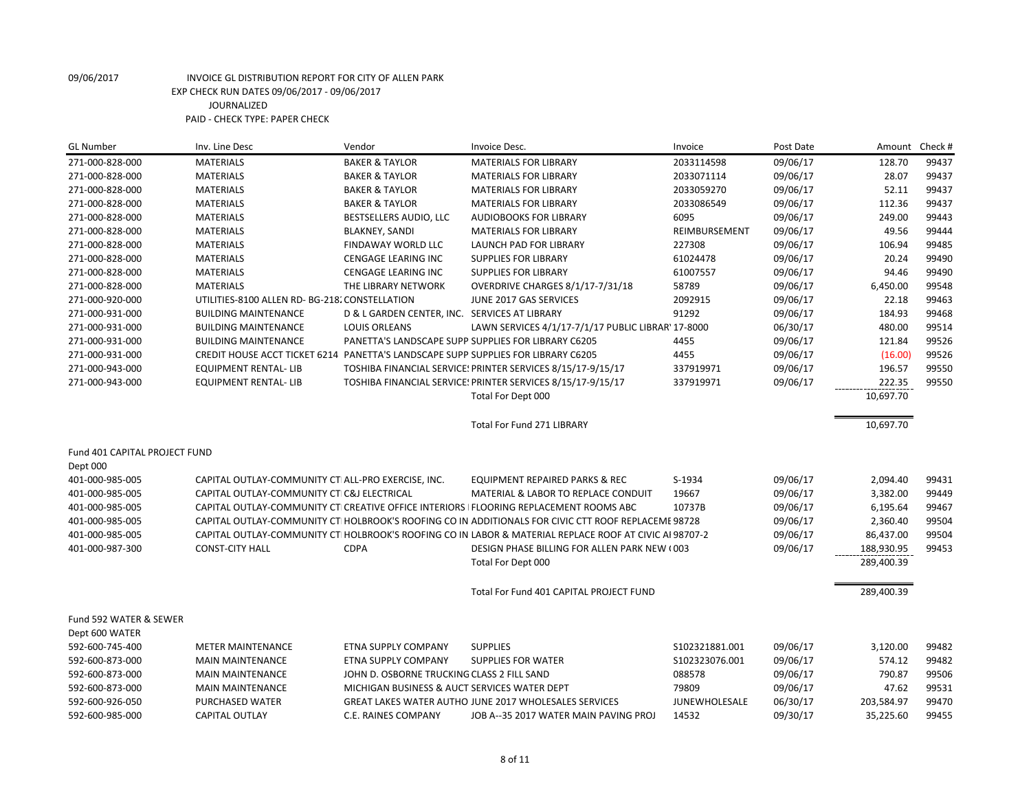09/06/2017 INVOICE GL DISTRIBUTION REPORT FOR CITY OF ALLEN PARK
EXP CHECK RUN DATES 09/06/2017 - 09/06/2017
JOURNALIZED
PAID - CHECK TYPE: PAPER CHECK

| GL Number | Inv. Line Desc | Vendor | Invoice Desc. | Invoice | Post Date | Amount | Check # |
|---|---|---|---|---|---|---|---|
| 271-000-828-000 | MATERIALS | BAKER & TAYLOR | MATERIALS FOR LIBRARY | 2033114598 | 09/06/17 | 128.70 | 99437 |
| 271-000-828-000 | MATERIALS | BAKER & TAYLOR | MATERIALS FOR LIBRARY | 2033071114 | 09/06/17 | 28.07 | 99437 |
| 271-000-828-000 | MATERIALS | BAKER & TAYLOR | MATERIALS FOR LIBRARY | 2033059270 | 09/06/17 | 52.11 | 99437 |
| 271-000-828-000 | MATERIALS | BAKER & TAYLOR | MATERIALS FOR LIBRARY | 2033086549 | 09/06/17 | 112.36 | 99437 |
| 271-000-828-000 | MATERIALS | BESTSELLERS AUDIO, LLC | AUDIOBOOKS FOR LIBRARY | 6095 | 09/06/17 | 249.00 | 99443 |
| 271-000-828-000 | MATERIALS | BLAKNEY, SANDI | MATERIALS FOR LIBRARY | REIMBURSEMENT | 09/06/17 | 49.56 | 99444 |
| 271-000-828-000 | MATERIALS | FINDAWAY WORLD LLC | LAUNCH PAD FOR LIBRARY | 227308 | 09/06/17 | 106.94 | 99485 |
| 271-000-828-000 | MATERIALS | CENGAGE LEARING INC | SUPPLIES FOR LIBRARY | 61024478 | 09/06/17 | 20.24 | 99490 |
| 271-000-828-000 | MATERIALS | CENGAGE LEARING INC | SUPPLIES FOR LIBRARY | 61007557 | 09/06/17 | 94.46 | 99490 |
| 271-000-828-000 | MATERIALS | THE LIBRARY NETWORK | OVERDRIVE CHARGES 8/1/17-7/31/18 | 58789 | 09/06/17 | 6,450.00 | 99548 |
| 271-000-920-000 | UTILITIES-8100 ALLEN RD- BG-218; | CONSTELLATION | JUNE 2017 GAS SERVICES | 2092915 | 09/06/17 | 22.18 | 99463 |
| 271-000-931-000 | BUILDING MAINTENANCE | D & L GARDEN CENTER, INC. | SERVICES AT LIBRARY | 91292 | 09/06/17 | 184.93 | 99468 |
| 271-000-931-000 | BUILDING MAINTENANCE | LOUIS ORLEANS | LAWN SERVICES 4/1/17-7/1/17 PUBLIC LIBRAR | 17-8000 | 06/30/17 | 480.00 | 99514 |
| 271-000-931-000 | BUILDING MAINTENANCE | PANETTA'S LANDSCAPE SUPP | SUPPLIES FOR LIBRARY C6205 | 4455 | 09/06/17 | 121.84 | 99526 |
| 271-000-931-000 | CREDIT HOUSE ACCT TICKET 6214 | PANETTA'S LANDSCAPE SUPP | SUPPLIES FOR LIBRARY C6205 | 4455 | 09/06/17 | (16.00) | 99526 |
| 271-000-943-000 | EQUIPMENT RENTAL- LIB | TOSHIBA FINANCIAL SERVICE! | PRINTER SERVICES 8/15/17-9/15/17 | 337919971 | 09/06/17 | 196.57 | 99550 |
| 271-000-943-000 | EQUIPMENT RENTAL- LIB | TOSHIBA FINANCIAL SERVICE! | PRINTER SERVICES 8/15/17-9/15/17 | 337919971 | 09/06/17 | 222.35 | 99550 |
| | | | Total For Dept 000 | | | 10,697.70 | |
| | | | Total For Fund 271 LIBRARY | | | 10,697.70 | |
| Fund 401 CAPITAL PROJECT FUND | | | | | | | |
| Dept 000 | | | | | | | |
| 401-000-985-005 | CAPITAL OUTLAY-COMMUNITY CT | ALL-PRO EXERCISE, INC. | EQUIPMENT REPAIRED PARKS & REC | S-1934 | 09/06/17 | 2,094.40 | 99431 |
| 401-000-985-005 | CAPITAL OUTLAY-COMMUNITY CT | C&J ELECTRICAL | MATERIAL & LABOR TO REPLACE CONDUIT | 19667 | 09/06/17 | 3,382.00 | 99449 |
| 401-000-985-005 | CAPITAL OUTLAY-COMMUNITY CT | CREATIVE OFFICE INTERIORS | FLOORING REPLACEMENT ROOMS ABC | 10737B | 09/06/17 | 6,195.64 | 99467 |
| 401-000-985-005 | CAPITAL OUTLAY-COMMUNITY CT | HOLBROOK'S ROOFING CO IN | ADDITIONALS FOR CIVIC CTT ROOF REPLACEME | 98728 | 09/06/17 | 2,360.40 | 99504 |
| 401-000-985-005 | CAPITAL OUTLAY-COMMUNITY CT | HOLBROOK'S ROOFING CO IN | LABOR & MATERIAL REPLACE ROOF AT CIVIC A | 98707-2 | 09/06/17 | 86,437.00 | 99504 |
| 401-000-987-300 | CONST-CITY HALL | CDPA | DESIGN PHASE BILLING FOR ALLEN PARK NEW ( | 003 | 09/06/17 | 188,930.95 | 99453 |
| | | | Total For Dept 000 | | | 289,400.39 | |
| | | | Total For Fund 401 CAPITAL PROJECT FUND | | | 289,400.39 | |
| Fund 592 WATER & SEWER | | | | | | | |
| Dept 600 WATER | | | | | | | |
| 592-600-745-400 | METER MAINTENANCE | ETNA SUPPLY COMPANY | SUPPLIES | S102321881.001 | 09/06/17 | 3,120.00 | 99482 |
| 592-600-873-000 | MAIN MAINTENANCE | ETNA SUPPLY COMPANY | SUPPLIES FOR WATER | S102323076.001 | 09/06/17 | 574.12 | 99482 |
| 592-600-873-000 | MAIN MAINTENANCE | JOHN D. OSBORNE TRUCKING | CLASS 2 FILL SAND | 088578 | 09/06/17 | 790.87 | 99506 |
| 592-600-873-000 | MAIN MAINTENANCE | MICHIGAN BUSINESS & AUCT | SERVICES WATER DEPT | 79809 | 09/06/17 | 47.62 | 99531 |
| 592-600-926-050 | PURCHASED WATER | GREAT LAKES WATER AUTHO | JUNE 2017 WHOLESALES SERVICES | JUNEWHOLESALE | 06/30/17 | 203,584.97 | 99470 |
| 592-600-985-000 | CAPITAL OUTLAY | C.E. RAINES COMPANY | JOB A--35 2017 WATER MAIN PAVING PROJ | 14532 | 09/30/17 | 35,225.60 | 99455 |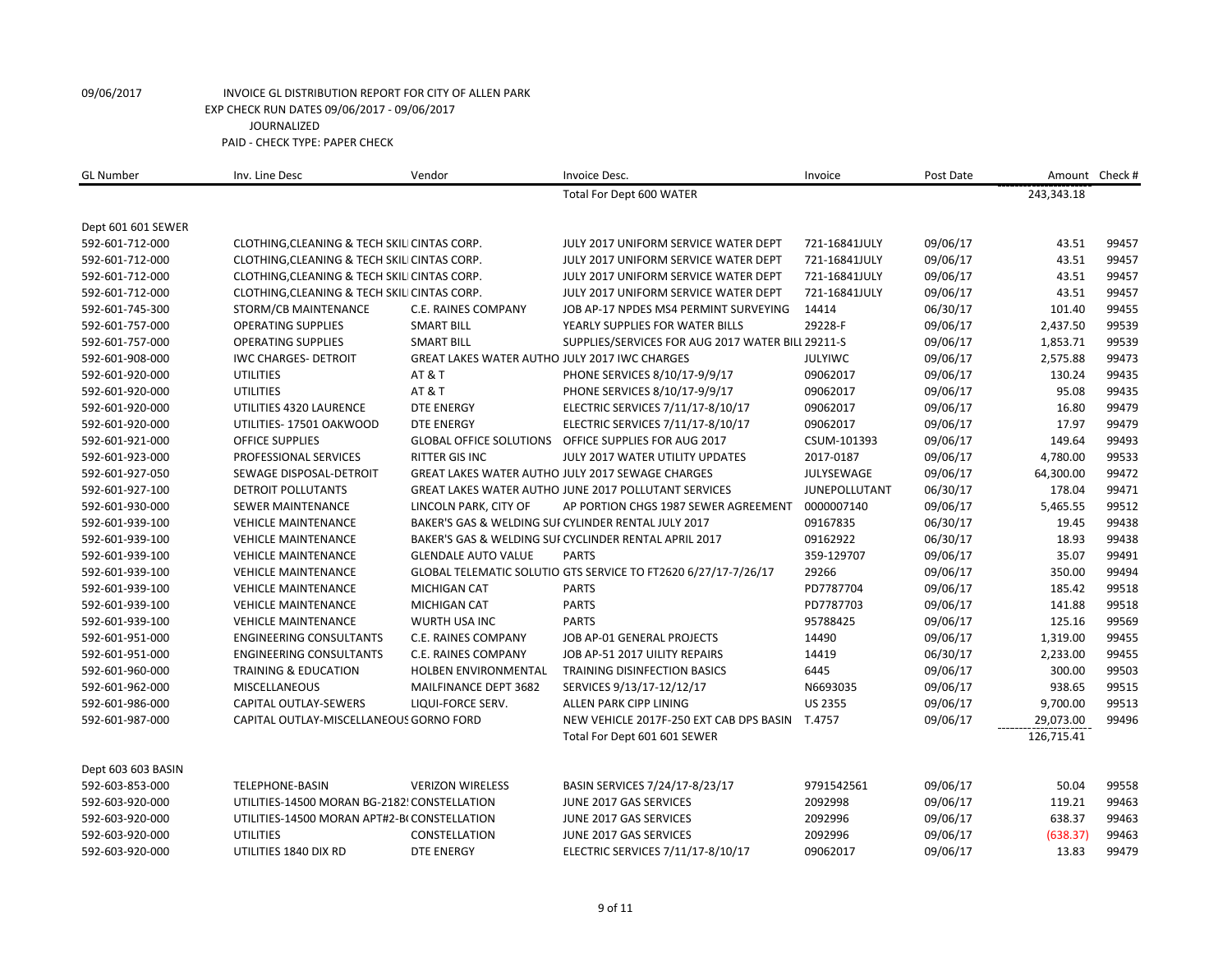09/06/2017 INVOICE GL DISTRIBUTION REPORT FOR CITY OF ALLEN PARK
EXP CHECK RUN DATES 09/06/2017 - 09/06/2017
JOURNALIZED
PAID - CHECK TYPE: PAPER CHECK

| GL Number | Inv. Line Desc | Vendor | Invoice Desc. | Invoice | Post Date | Amount | Check # |
|---|---|---|---|---|---|---|---|
| | | | Total For Dept 600 WATER | | | 243,343.18 | |
| Dept 601 601 SEWER | | | | | | | |
| 592-601-712-000 | CLOTHING,CLEANING & TECH SKILI | CINTAS CORP. | JULY 2017 UNIFORM SERVICE WATER DEPT | 721-16841JULY | 09/06/17 | 43.51 | 99457 |
| 592-601-712-000 | CLOTHING,CLEANING & TECH SKILI | CINTAS CORP. | JULY 2017 UNIFORM SERVICE WATER DEPT | 721-16841JULY | 09/06/17 | 43.51 | 99457 |
| 592-601-712-000 | CLOTHING,CLEANING & TECH SKILI | CINTAS CORP. | JULY 2017 UNIFORM SERVICE WATER DEPT | 721-16841JULY | 09/06/17 | 43.51 | 99457 |
| 592-601-712-000 | CLOTHING,CLEANING & TECH SKILI | CINTAS CORP. | JULY 2017 UNIFORM SERVICE WATER DEPT | 721-16841JULY | 09/06/17 | 43.51 | 99457 |
| 592-601-745-300 | STORM/CB MAINTENANCE | C.E. RAINES COMPANY | JOB AP-17 NPDES MS4 PERMINT SURVEYING | 14414 | 06/30/17 | 101.40 | 99455 |
| 592-601-757-000 | OPERATING SUPPLIES | SMART BILL | YEARLY SUPPLIES FOR WATER BILLS | 29228-F | 09/06/17 | 2,437.50 | 99539 |
| 592-601-757-000 | OPERATING SUPPLIES | SMART BILL | SUPPLIES/SERVICES FOR AUG 2017 WATER BILL | 29211-S | 09/06/17 | 1,853.71 | 99539 |
| 592-601-908-000 | IWC CHARGES- DETROIT | GREAT LAKES WATER AUTHO | JULY 2017 IWC CHARGES | JULYIWC | 09/06/17 | 2,575.88 | 99473 |
| 592-601-920-000 | UTILITIES | AT & T | PHONE SERVICES 8/10/17-9/9/17 | 09062017 | 09/06/17 | 130.24 | 99435 |
| 592-601-920-000 | UTILITIES | AT & T | PHONE SERVICES 8/10/17-9/9/17 | 09062017 | 09/06/17 | 95.08 | 99435 |
| 592-601-920-000 | UTILITIES 4320 LAURENCE | DTE ENERGY | ELECTRIC SERVICES 7/11/17-8/10/17 | 09062017 | 09/06/17 | 16.80 | 99479 |
| 592-601-920-000 | UTILITIES- 17501 OAKWOOD | DTE ENERGY | ELECTRIC SERVICES 7/11/17-8/10/17 | 09062017 | 09/06/17 | 17.97 | 99479 |
| 592-601-921-000 | OFFICE SUPPLIES | GLOBAL OFFICE SOLUTIONS | OFFICE SUPPLIES FOR AUG 2017 | CSUM-101393 | 09/06/17 | 149.64 | 99493 |
| 592-601-923-000 | PROFESSIONAL SERVICES | RITTER GIS INC | JULY 2017 WATER UTILITY UPDATES | 2017-0187 | 09/06/17 | 4,780.00 | 99533 |
| 592-601-927-050 | SEWAGE DISPOSAL-DETROIT | GREAT LAKES WATER AUTHO | JULY 2017 SEWAGE CHARGES | JULYSEWAGE | 09/06/17 | 64,300.00 | 99472 |
| 592-601-927-100 | DETROIT POLLUTANTS | GREAT LAKES WATER AUTHO | JUNE 2017 POLLUTANT SERVICES | JUNEPOLLUTANT | 06/30/17 | 178.04 | 99471 |
| 592-601-930-000 | SEWER MAINTENANCE | LINCOLN PARK, CITY OF | AP PORTION CHGS 1987 SEWER AGREEMENT | 0000007140 | 09/06/17 | 5,465.55 | 99512 |
| 592-601-939-100 | VEHICLE MAINTENANCE | BAKER'S GAS & WELDING SUI | CYLINDER RENTAL JULY 2017 | 09167835 | 06/30/17 | 19.45 | 99438 |
| 592-601-939-100 | VEHICLE MAINTENANCE | BAKER'S GAS & WELDING SUI | CYCLINDER RENTAL APRIL 2017 | 09162922 | 06/30/17 | 18.93 | 99438 |
| 592-601-939-100 | VEHICLE MAINTENANCE | GLENDALE AUTO VALUE | PARTS | 359-129707 | 09/06/17 | 35.07 | 99491 |
| 592-601-939-100 | VEHICLE MAINTENANCE | GLOBAL TELEMATIC SOLUTIO | GTS SERVICE TO FT2620 6/27/17-7/26/17 | 29266 | 09/06/17 | 350.00 | 99494 |
| 592-601-939-100 | VEHICLE MAINTENANCE | MICHIGAN CAT | PARTS | PD7787704 | 09/06/17 | 185.42 | 99518 |
| 592-601-939-100 | VEHICLE MAINTENANCE | MICHIGAN CAT | PARTS | PD7787703 | 09/06/17 | 141.88 | 99518 |
| 592-601-939-100 | VEHICLE MAINTENANCE | WURTH USA INC | PARTS | 95788425 | 09/06/17 | 125.16 | 99569 |
| 592-601-951-000 | ENGINEERING CONSULTANTS | C.E. RAINES COMPANY | JOB AP-01 GENERAL PROJECTS | 14490 | 09/06/17 | 1,319.00 | 99455 |
| 592-601-951-000 | ENGINEERING CONSULTANTS | C.E. RAINES COMPANY | JOB AP-51 2017 UILITY REPAIRS | 14419 | 06/30/17 | 2,233.00 | 99455 |
| 592-601-960-000 | TRAINING & EDUCATION | HOLBEN ENVIRONMENTAL | TRAINING DISINFECTION BASICS | 6445 | 09/06/17 | 300.00 | 99503 |
| 592-601-962-000 | MISCELLANEOUS | MAILFINANCE DEPT 3682 | SERVICES 9/13/17-12/12/17 | N6693035 | 09/06/17 | 938.65 | 99515 |
| 592-601-986-000 | CAPITAL OUTLAY-SEWERS | LIQUI-FORCE SERV. | ALLEN PARK CIPP LINING | US 2355 | 09/06/17 | 9,700.00 | 99513 |
| 592-601-987-000 | CAPITAL OUTLAY-MISCELLANEOUS | GORNO FORD | NEW VEHICLE 2017F-250 EXT CAB DPS BASIN | T.4757 | 09/06/17 | 29,073.00 | 99496 |
| | | | Total For Dept 601 601 SEWER | | | 126,715.41 | |
| Dept 603 603 BASIN | | | | | | | |
| 592-603-853-000 | TELEPHONE-BASIN | VERIZON WIRELESS | BASIN SERVICES 7/24/17-8/23/17 | 9791542561 | 09/06/17 | 50.04 | 99558 |
| 592-603-920-000 | UTILITIES-14500 MORAN BG-2182! | CONSTELLATION | JUNE 2017 GAS SERVICES | 2092998 | 09/06/17 | 119.21 | 99463 |
| 592-603-920-000 | UTILITIES-14500 MORAN APT#2-B( | CONSTELLATION | JUNE 2017 GAS SERVICES | 2092996 | 09/06/17 | 638.37 | 99463 |
| 592-603-920-000 | UTILITIES | CONSTELLATION | JUNE 2017 GAS SERVICES | 2092996 | 09/06/17 | (638.37) | 99463 |
| 592-603-920-000 | UTILITIES 1840 DIX RD | DTE ENERGY | ELECTRIC SERVICES 7/11/17-8/10/17 | 09062017 | 09/06/17 | 13.83 | 99479 |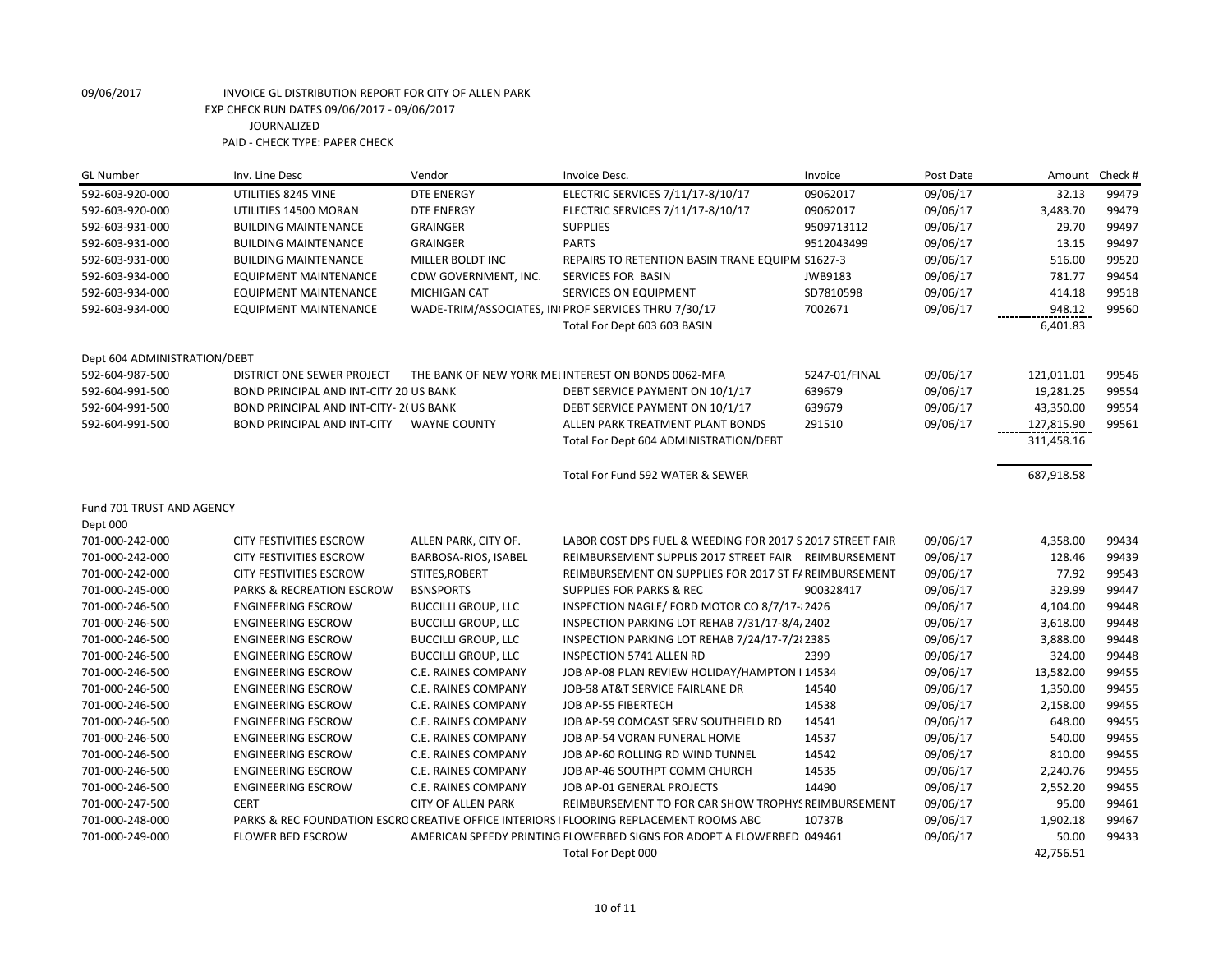09/06/2017 INVOICE GL DISTRIBUTION REPORT FOR CITY OF ALLEN PARK
EXP CHECK RUN DATES 09/06/2017 - 09/06/2017
JOURNALIZED
PAID - CHECK TYPE: PAPER CHECK

| GL Number | Inv. Line Desc | Vendor | Invoice Desc. | Invoice | Post Date | Amount | Check # |
|---|---|---|---|---|---|---|---|
| 592-603-920-000 | UTILITIES 8245 VINE | DTE ENERGY | ELECTRIC SERVICES 7/11/17-8/10/17 | 09062017 | 09/06/17 | 32.13 | 99479 |
| 592-603-920-000 | UTILITIES 14500 MORAN | DTE ENERGY | ELECTRIC SERVICES 7/11/17-8/10/17 | 09062017 | 09/06/17 | 3,483.70 | 99479 |
| 592-603-931-000 | BUILDING MAINTENANCE | GRAINGER | SUPPLIES | 9509713112 | 09/06/17 | 29.70 | 99497 |
| 592-603-931-000 | BUILDING MAINTENANCE | GRAINGER | PARTS | 9512043499 | 09/06/17 | 13.15 | 99497 |
| 592-603-931-000 | BUILDING MAINTENANCE | MILLER BOLDT INC | REPAIRS TO RETENTION BASIN TRANE EQUIPM | S1627-3 | 09/06/17 | 516.00 | 99520 |
| 592-603-934-000 | EQUIPMENT MAINTENANCE | CDW GOVERNMENT, INC. | SERVICES FOR BASIN | JWB9183 | 09/06/17 | 781.77 | 99454 |
| 592-603-934-000 | EQUIPMENT MAINTENANCE | MICHIGAN CAT | SERVICES ON EQUIPMENT | SD7810598 | 09/06/17 | 414.18 | 99518 |
| 592-603-934-000 | EQUIPMENT MAINTENANCE | WADE-TRIM/ASSOCIATES, IN | PROF SERVICES THRU 7/30/17 | 7002671 | 09/06/17 | 948.12 | 99560 |
| | | | Total For Dept 603 603 BASIN | | | 6,401.83 | |
| Dept 604 ADMINISTRATION/DEBT | | | | | | | |
| 592-604-987-500 | DISTRICT ONE SEWER PROJECT | THE BANK OF NEW YORK MEL | INTEREST ON BONDS 0062-MFA | 5247-01/FINAL | 09/06/17 | 121,011.01 | 99546 |
| 592-604-991-500 | BOND PRINCIPAL AND INT-CITY 20 | US BANK | DEBT SERVICE PAYMENT ON 10/1/17 | 639679 | 09/06/17 | 19,281.25 | 99554 |
| 592-604-991-500 | BOND PRINCIPAL AND INT-CITY- 2( | US BANK | DEBT SERVICE PAYMENT ON 10/1/17 | 639679 | 09/06/17 | 43,350.00 | 99554 |
| 592-604-991-500 | BOND PRINCIPAL AND INT-CITY | WAYNE COUNTY | ALLEN PARK TREATMENT PLANT BONDS | 291510 | 09/06/17 | 127,815.90 | 99561 |
| | | | Total For Dept 604 ADMINISTRATION/DEBT | | | 311,458.16 | |
| | | | Total For Fund 592 WATER & SEWER | | | 687,918.58 | |
| Fund 701 TRUST AND AGENCY | | | | | | | |
| Dept 000 | | | | | | | |
| 701-000-242-000 | CITY FESTIVITIES ESCROW | ALLEN PARK, CITY OF. | LABOR COST DPS FUEL & WEEDING FOR 2017 S | 2017 STREET FAIR | 09/06/17 | 4,358.00 | 99434 |
| 701-000-242-000 | CITY FESTIVITIES ESCROW | BARBOSA-RIOS, ISABEL | REIMBURSEMENT SUPPLIS 2017 STREET FAIR | REIMBURSEMENT | 09/06/17 | 128.46 | 99439 |
| 701-000-242-000 | CITY FESTIVITIES ESCROW | STITES,ROBERT | REIMBURSEMENT ON SUPPLIES FOR 2017 ST F/ | REIMBURSEMENT | 09/06/17 | 77.92 | 99543 |
| 701-000-245-000 | PARKS & RECREATION ESCROW | BSNSPORTS | SUPPLIES FOR PARKS & REC | 900328417 | 09/06/17 | 329.99 | 99447 |
| 701-000-246-500 | ENGINEERING ESCROW | BUCCILLI GROUP, LLC | INSPECTION NAGLE/ FORD MOTOR CO 8/7/17- | 2426 | 09/06/17 | 4,104.00 | 99448 |
| 701-000-246-500 | ENGINEERING ESCROW | BUCCILLI GROUP, LLC | INSPECTION PARKING LOT REHAB 7/31/17-8/4/ | 2402 | 09/06/17 | 3,618.00 | 99448 |
| 701-000-246-500 | ENGINEERING ESCROW | BUCCILLI GROUP, LLC | INSPECTION PARKING LOT REHAB 7/24/17-7/2 | 2385 | 09/06/17 | 3,888.00 | 99448 |
| 701-000-246-500 | ENGINEERING ESCROW | BUCCILLI GROUP, LLC | INSPECTION 5741 ALLEN RD | 2399 | 09/06/17 | 324.00 | 99448 |
| 701-000-246-500 | ENGINEERING ESCROW | C.E. RAINES COMPANY | JOB AP-08 PLAN REVIEW HOLIDAY/HAMPTON I | 14534 | 09/06/17 | 13,582.00 | 99455 |
| 701-000-246-500 | ENGINEERING ESCROW | C.E. RAINES COMPANY | JOB-58 AT&T SERVICE FAIRLANE DR | 14540 | 09/06/17 | 1,350.00 | 99455 |
| 701-000-246-500 | ENGINEERING ESCROW | C.E. RAINES COMPANY | JOB AP-55 FIBERTECH | 14538 | 09/06/17 | 2,158.00 | 99455 |
| 701-000-246-500 | ENGINEERING ESCROW | C.E. RAINES COMPANY | JOB AP-59 COMCAST SERV SOUTHFIELD RD | 14541 | 09/06/17 | 648.00 | 99455 |
| 701-000-246-500 | ENGINEERING ESCROW | C.E. RAINES COMPANY | JOB AP-54 VORAN FUNERAL HOME | 14537 | 09/06/17 | 540.00 | 99455 |
| 701-000-246-500 | ENGINEERING ESCROW | C.E. RAINES COMPANY | JOB AP-60 ROLLING RD WIND TUNNEL | 14542 | 09/06/17 | 810.00 | 99455 |
| 701-000-246-500 | ENGINEERING ESCROW | C.E. RAINES COMPANY | JOB AP-46 SOUTHPT COMM CHURCH | 14535 | 09/06/17 | 2,240.76 | 99455 |
| 701-000-246-500 | ENGINEERING ESCROW | C.E. RAINES COMPANY | JOB AP-01 GENERAL PROJECTS | 14490 | 09/06/17 | 2,552.20 | 99455 |
| 701-000-247-500 | CERT | CITY OF ALLEN PARK | REIMBURSEMENT TO FOR CAR SHOW TROPHYS | REIMBURSEMENT | 09/06/17 | 95.00 | 99461 |
| 701-000-248-000 | PARKS & REC FOUNDATION ESCRO | CREATIVE OFFICE INTERIORS I | FLOORING REPLACEMENT ROOMS ABC | 10737B | 09/06/17 | 1,902.18 | 99467 |
| 701-000-249-000 | FLOWER BED ESCROW | AMERICAN SPEEDY PRINTING | FLOWERBED SIGNS FOR ADOPT A FLOWERBED | 049461 | 09/06/17 | 50.00 | 99433 |
| | | | Total For Dept 000 | | | 42,756.51 | |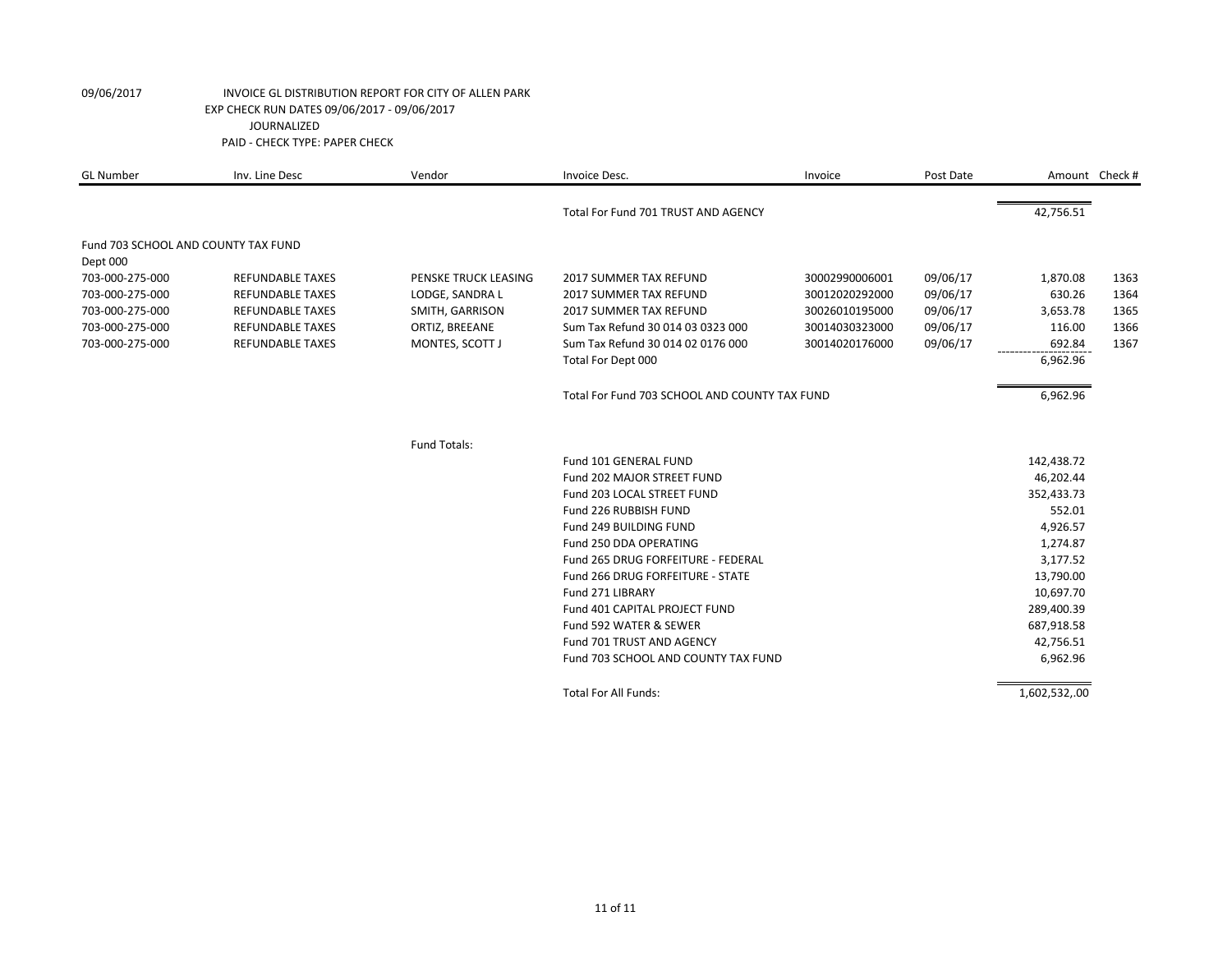09/06/2017 INVOICE GL DISTRIBUTION REPORT FOR CITY OF ALLEN PARK
EXP CHECK RUN DATES 09/06/2017 - 09/06/2017
JOURNALIZED
PAID - CHECK TYPE: PAPER CHECK

| GL Number | Inv. Line Desc | Vendor | Invoice Desc. | Invoice | Post Date | Amount | Check # |
|---|---|---|---|---|---|---|---|
| | | | Total For Fund 701 TRUST AND AGENCY | | | 42,756.51 | |
| Fund 703 SCHOOL AND COUNTY TAX FUND | | | | | | | |
| Dept 000 | | | | | | | |
| 703-000-275-000 | REFUNDABLE TAXES | PENSKE TRUCK LEASING | 2017 SUMMER TAX REFUND | 30002990006001 | 09/06/17 | 1,870.08 | 1363 |
| 703-000-275-000 | REFUNDABLE TAXES | LODGE, SANDRA L | 2017 SUMMER TAX REFUND | 30012020292000 | 09/06/17 | 630.26 | 1364 |
| 703-000-275-000 | REFUNDABLE TAXES | SMITH, GARRISON | 2017 SUMMER TAX REFUND | 30026010195000 | 09/06/17 | 3,653.78 | 1365 |
| 703-000-275-000 | REFUNDABLE TAXES | ORTIZ, BREEANE | Sum Tax Refund 30 014 03 0323 000 | 30014030323000 | 09/06/17 | 116.00 | 1366 |
| 703-000-275-000 | REFUNDABLE TAXES | MONTES, SCOTT J | Sum Tax Refund 30 014 02 0176 000 | 30014020176000 | 09/06/17 | 692.84 | 1367 |
| | | | Total For Dept 000 | | | 6,962.96 | |
| | | | Total For Fund 703 SCHOOL AND COUNTY TAX FUND | | | 6,962.96 | |
| | | Fund Totals: | | | | | |
| | | | Fund 101 GENERAL FUND | | | 142,438.72 | |
| | | | Fund 202 MAJOR STREET FUND | | | 46,202.44 | |
| | | | Fund 203 LOCAL STREET FUND | | | 352,433.73 | |
| | | | Fund 226 RUBBISH FUND | | | 552.01 | |
| | | | Fund 249 BUILDING FUND | | | 4,926.57 | |
| | | | Fund 250 DDA OPERATING | | | 1,274.87 | |
| | | | Fund 265 DRUG FORFEITURE - FEDERAL | | | 3,177.52 | |
| | | | Fund 266 DRUG FORFEITURE - STATE | | | 13,790.00 | |
| | | | Fund 271 LIBRARY | | | 10,697.70 | |
| | | | Fund 401 CAPITAL PROJECT FUND | | | 289,400.39 | |
| | | | Fund 592 WATER & SEWER | | | 687,918.58 | |
| | | | Fund 701 TRUST AND AGENCY | | | 42,756.51 | |
| | | | Fund 703 SCHOOL AND COUNTY TAX FUND | | | 6,962.96 | |
| | | | Total For All Funds: | | | 1,602,532,.00 | |